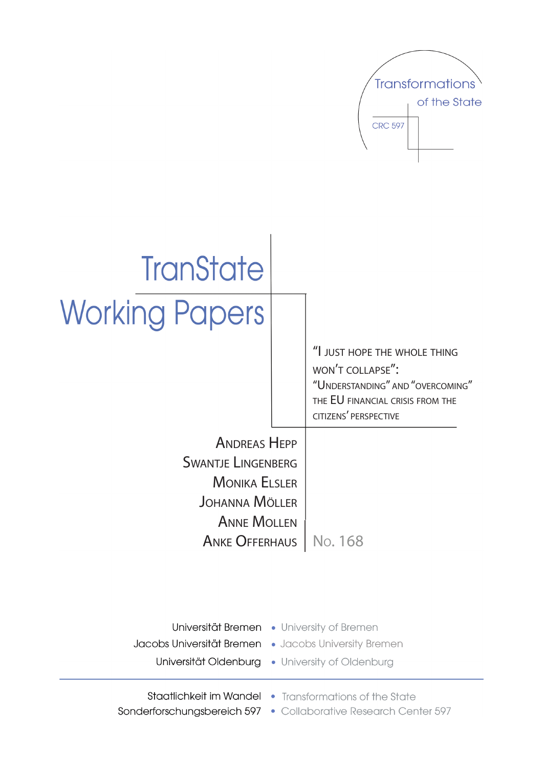Transformations of the State

CRC 597

# TranState Working Papers

## "I Just Hope the Whole Thing Won't Collapse": "Understanding" and "Overcoming" the EU Financial Crisis from the Citizens' Perspective

Andreas Hepp
Swantje Lingenberg
Monika Elsler
Johanna Möller
Anne Mollen
Anke Offerhaus

No. 168

Universität Bremen • University of Bremen
Jacobs Universität Bremen • Jacobs University Bremen
Universität Oldenburg • University of Oldenburg

Staatlichkeit im Wandel • Transformations of the State
Sonderforschungsbereich 597 • Collaborative Research Center 597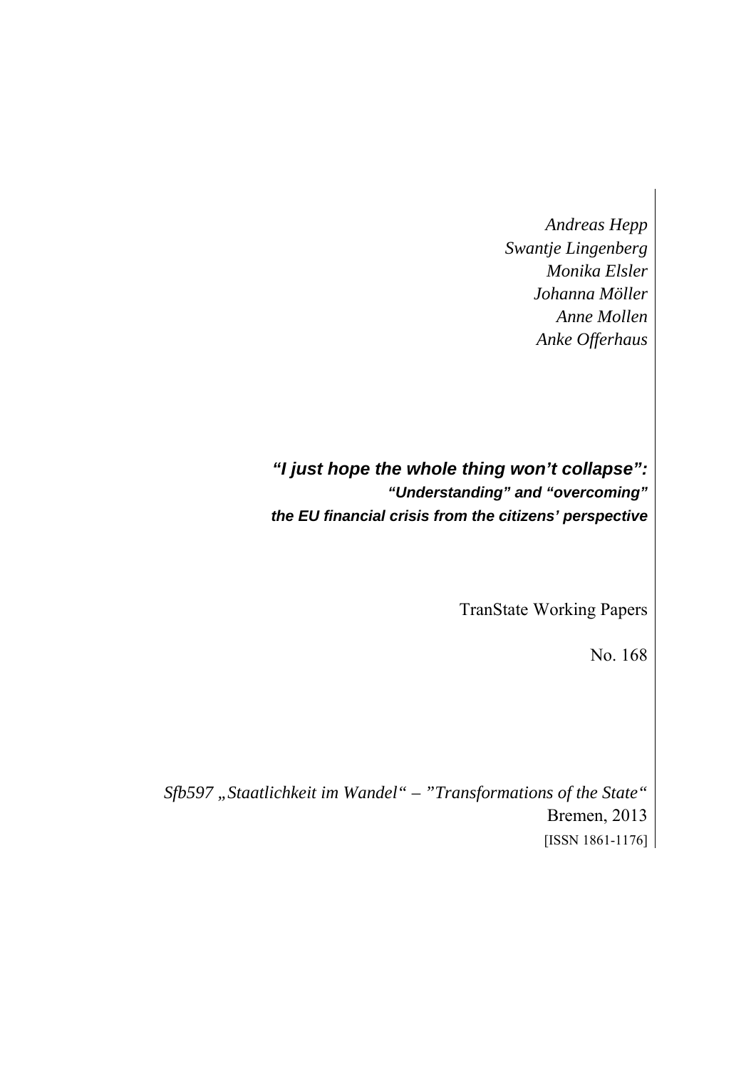*Andreas Hepp*
*Swantje Lingenberg*
*Monika Elsler*
*Johanna Möller*
*Anne Mollen*
*Anke Offerhaus*

# *"I just hope the whole thing won't collapse":*

## *"Understanding" and "overcoming" the EU financial crisis from the citizens' perspective*

TranState Working Papers

No. 168

*Sfb597 „Staatlichkeit im Wandel" – "Transformations of the State"*
Bremen, 2013
[ISSN 1861-1176]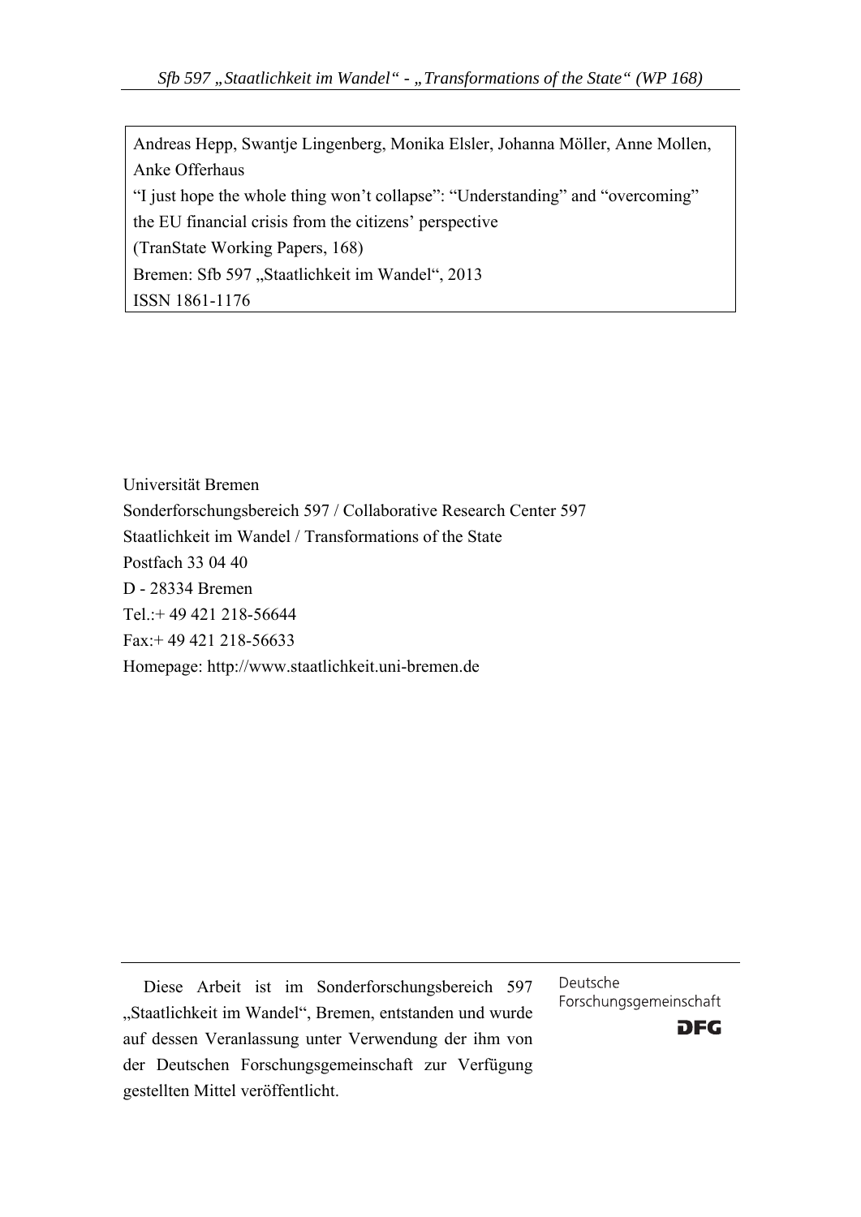Andreas Hepp, Swantje Lingenberg, Monika Elsler, Johanna Möller, Anne Mollen, Anke Offerhaus
"I just hope the whole thing won't collapse": "Understanding" and "overcoming" the EU financial crisis from the citizens' perspective
(TranState Working Papers, 168)
Bremen: Sfb 597 „Staatlichkeit im Wandel", 2013
ISSN 1861-1176

Universität Bremen
Sonderforschungsbereich 597 / Collaborative Research Center 597
Staatlichkeit im Wandel / Transformations of the State
Postfach 33 04 40
D - 28334 Bremen
Tel.:+ 49 421 218-56644
Fax:+ 49 421 218-56633
Homepage: http://www.staatlichkeit.uni-bremen.de

Diese Arbeit ist im Sonderforschungsbereich 597 „Staatlichkeit im Wandel", Bremen, entstanden und wurde auf dessen Veranlassung unter Verwendung der ihm von der Deutschen Forschungsgemeinschaft zur Verfügung gestellten Mittel veröffentlicht.

Deutsche Forschungsgemeinschaft

DFG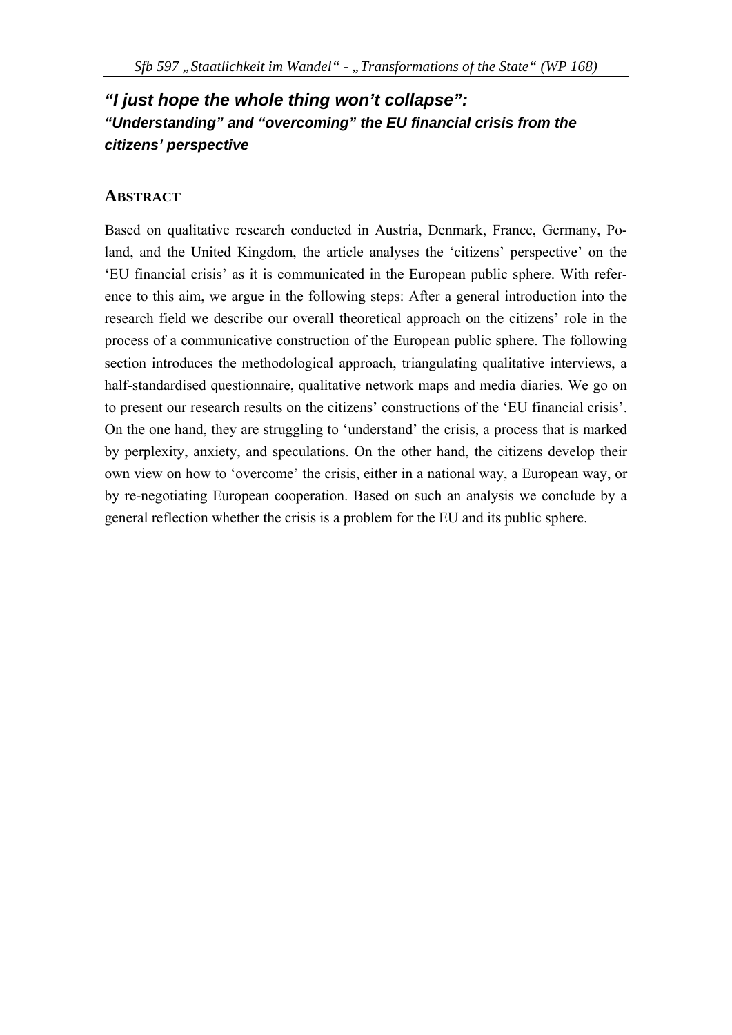## *"I just hope the whole thing won't collapse":*

### *"Understanding" and "overcoming" the EU financial crisis from the citizens' perspective*

## ABSTRACT

Based on qualitative research conducted in Austria, Denmark, France, Germany, Poland, and the United Kingdom, the article analyses the 'citizens' perspective' on the 'EU financial crisis' as it is communicated in the European public sphere. With reference to this aim, we argue in the following steps: After a general introduction into the research field we describe our overall theoretical approach on the citizens' role in the process of a communicative construction of the European public sphere. The following section introduces the methodological approach, triangulating qualitative interviews, a half-standardised questionnaire, qualitative network maps and media diaries. We go on to present our research results on the citizens' constructions of the 'EU financial crisis'. On the one hand, they are struggling to 'understand' the crisis, a process that is marked by perplexity, anxiety, and speculations. On the other hand, the citizens develop their own view on how to 'overcome' the crisis, either in a national way, a European way, or by re-negotiating European cooperation. Based on such an analysis we conclude by a general reflection whether the crisis is a problem for the EU and its public sphere.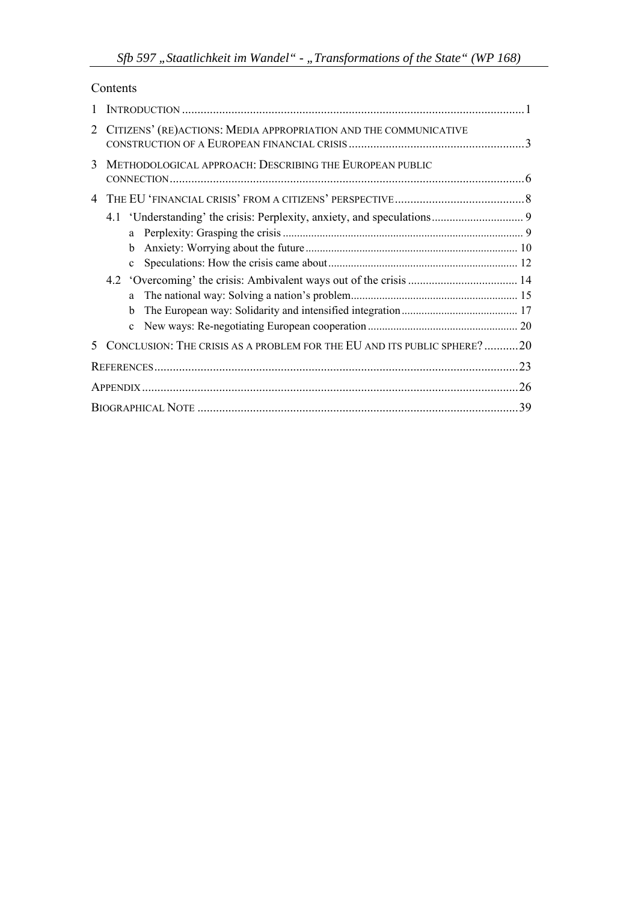Contents

1 INTRODUCTION .....1

2 CITIZENS' (RE)ACTIONS: MEDIA APPROPRIATION AND THE COMMUNICATIVE CONSTRUCTION OF A EUROPEAN FINANCIAL CRISIS .....3

3 METHODOLOGICAL APPROACH: DESCRIBING THE EUROPEAN PUBLIC CONNECTION .....6

4 THE EU 'FINANCIAL CRISIS' FROM A CITIZENS' PERSPECTIVE .....8

- 4.1 'Understanding' the crisis: Perplexity, anxiety, and speculations .....9
  - a Perplexity: Grasping the crisis .....9
  - b Anxiety: Worrying about the future .....10
  - c Speculations: How the crisis came about .....12
- 4.2 'Overcoming' the crisis: Ambivalent ways out of the crisis .....14
  - a The national way: Solving a nation's problem .....15
  - b The European way: Solidarity and intensified integration .....17
  - c New ways: Re-negotiating European cooperation .....20

5 CONCLUSION: THE CRISIS AS A PROBLEM FOR THE EU AND ITS PUBLIC SPHERE? .....20

REFERENCES .....23

APPENDIX .....26

BIOGRAPHICAL NOTE .....39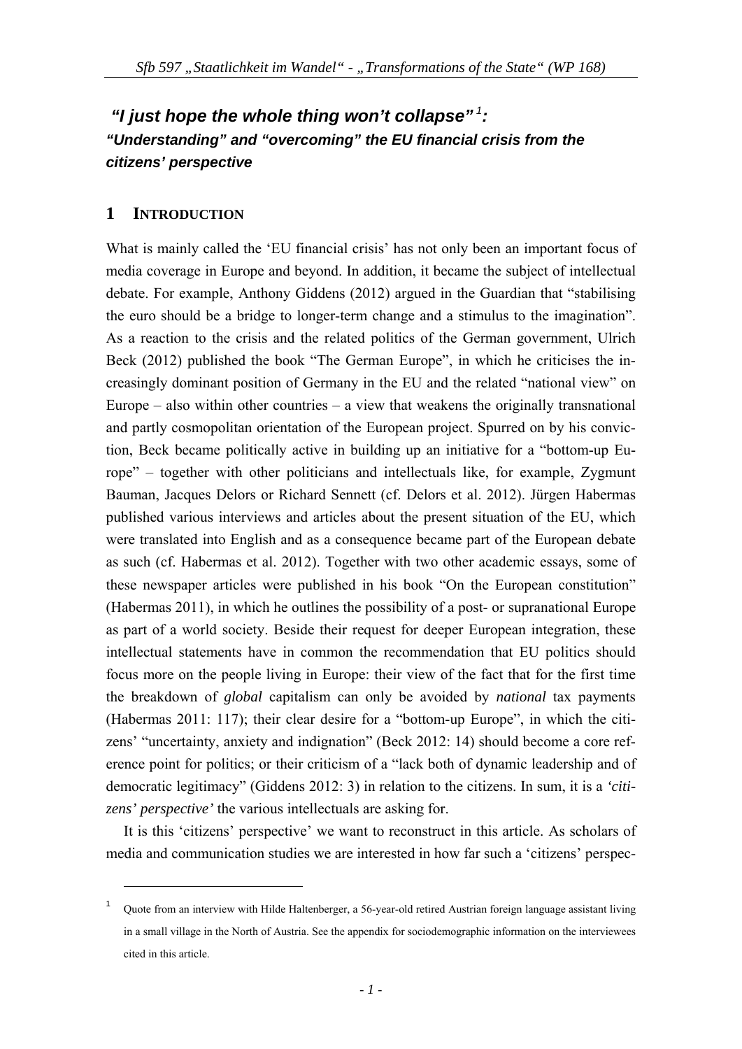## *"I just hope the whole thing won't collapse"*[1]: *"Understanding" and "overcoming" the EU financial crisis from the citizens' perspective*

## 1 INTRODUCTION

What is mainly called the 'EU financial crisis' has not only been an important focus of media coverage in Europe and beyond. In addition, it became the subject of intellectual debate. For example, Anthony Giddens (2012) argued in the Guardian that "stabilising the euro should be a bridge to longer-term change and a stimulus to the imagination". As a reaction to the crisis and the related politics of the German government, Ulrich Beck (2012) published the book "The German Europe", in which he criticises the increasingly dominant position of Germany in the EU and the related "national view" on Europe – also within other countries – a view that weakens the originally transnational and partly cosmopolitan orientation of the European project. Spurred on by his conviction, Beck became politically active in building up an initiative for a "bottom-up Europe" – together with other politicians and intellectuals like, for example, Zygmunt Bauman, Jacques Delors or Richard Sennett (cf. Delors et al. 2012). Jürgen Habermas published various interviews and articles about the present situation of the EU, which were translated into English and as a consequence became part of the European debate as such (cf. Habermas et al. 2012). Together with two other academic essays, some of these newspaper articles were published in his book "On the European constitution" (Habermas 2011), in which he outlines the possibility of a post- or supranational Europe as part of a world society. Beside their request for deeper European integration, these intellectual statements have in common the recommendation that EU politics should focus more on the people living in Europe: their view of the fact that for the first time the breakdown of *global* capitalism can only be avoided by *national* tax payments (Habermas 2011: 117); their clear desire for a "bottom-up Europe", in which the citizens' "uncertainty, anxiety and indignation" (Beck 2012: 14) should become a core reference point for politics; or their criticism of a "lack both of dynamic leadership and of democratic legitimacy" (Giddens 2012: 3) in relation to the citizens. In sum, it is a *'citizens' perspective'* the various intellectuals are asking for.

It is this 'citizens' perspective' we want to reconstruct in this article. As scholars of media and communication studies we are interested in how far such a 'citizens' perspec-

[1] Quote from an interview with Hilde Haltenberger, a 56-year-old retired Austrian foreign language assistant living in a small village in the North of Austria. See the appendix for sociodemographic information on the interviewees cited in this article.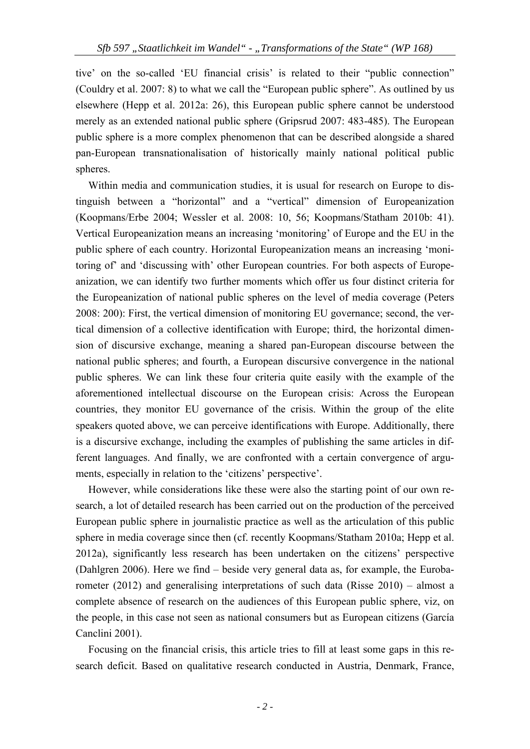tive' on the so-called 'EU financial crisis' is related to their "public connection" (Couldry et al. 2007: 8) to what we call the "European public sphere". As outlined by us elsewhere (Hepp et al. 2012a: 26), this European public sphere cannot be understood merely as an extended national public sphere (Gripsrud 2007: 483-485). The European public sphere is a more complex phenomenon that can be described alongside a shared pan-European transnationalisation of historically mainly national political public spheres.

Within media and communication studies, it is usual for research on Europe to distinguish between a "horizontal" and a "vertical" dimension of Europeanization (Koopmans/Erbe 2004; Wessler et al. 2008: 10, 56; Koopmans/Statham 2010b: 41). Vertical Europeanization means an increasing 'monitoring' of Europe and the EU in the public sphere of each country. Horizontal Europeanization means an increasing 'monitoring of' and 'discussing with' other European countries. For both aspects of Europeanization, we can identify two further moments which offer us four distinct criteria for the Europeanization of national public spheres on the level of media coverage (Peters 2008: 200): First, the vertical dimension of monitoring EU governance; second, the vertical dimension of a collective identification with Europe; third, the horizontal dimension of discursive exchange, meaning a shared pan-European discourse between the national public spheres; and fourth, a European discursive convergence in the national public spheres. We can link these four criteria quite easily with the example of the aforementioned intellectual discourse on the European crisis: Across the European countries, they monitor EU governance of the crisis. Within the group of the elite speakers quoted above, we can perceive identifications with Europe. Additionally, there is a discursive exchange, including the examples of publishing the same articles in different languages. And finally, we are confronted with a certain convergence of arguments, especially in relation to the 'citizens' perspective'.

However, while considerations like these were also the starting point of our own research, a lot of detailed research has been carried out on the production of the perceived European public sphere in journalistic practice as well as the articulation of this public sphere in media coverage since then (cf. recently Koopmans/Statham 2010a; Hepp et al. 2012a), significantly less research has been undertaken on the citizens' perspective (Dahlgren 2006). Here we find – beside very general data as, for example, the Eurobarometer (2012) and generalising interpretations of such data (Risse 2010) – almost a complete absence of research on the audiences of this European public sphere, viz, on the people, in this case not seen as national consumers but as European citizens (García Canclini 2001).

Focusing on the financial crisis, this article tries to fill at least some gaps in this research deficit. Based on qualitative research conducted in Austria, Denmark, France,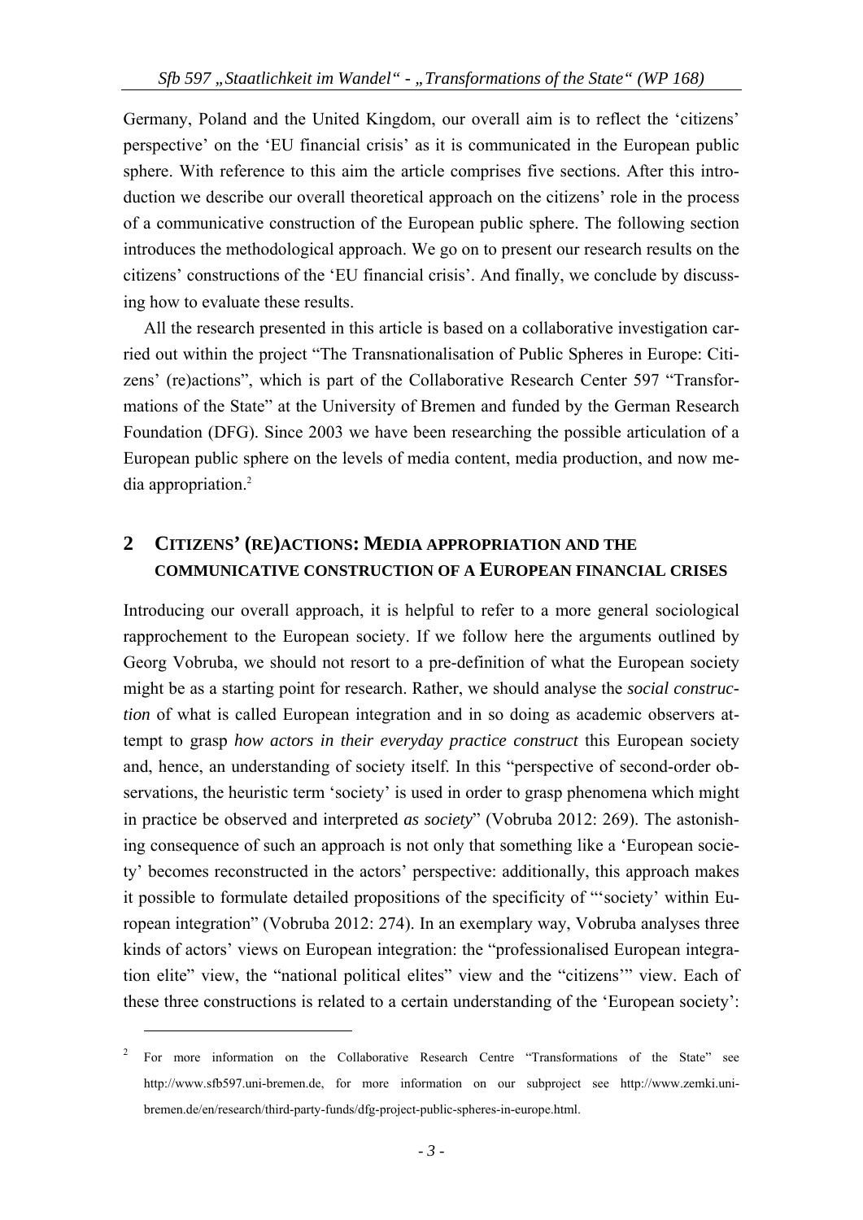Germany, Poland and the United Kingdom, our overall aim is to reflect the 'citizens' perspective' on the 'EU financial crisis' as it is communicated in the European public sphere. With reference to this aim the article comprises five sections. After this introduction we describe our overall theoretical approach on the citizens' role in the process of a communicative construction of the European public sphere. The following section introduces the methodological approach. We go on to present our research results on the citizens' constructions of the 'EU financial crisis'. And finally, we conclude by discussing how to evaluate these results.

All the research presented in this article is based on a collaborative investigation carried out within the project "The Transnationalisation of Public Spheres in Europe: Citizens' (re)actions", which is part of the Collaborative Research Center 597 "Transformations of the State" at the University of Bremen and funded by the German Research Foundation (DFG). Since 2003 we have been researching the possible articulation of a European public sphere on the levels of media content, media production, and now media appropriation.[2]

## 2 Citizens' (re)actions: Media appropriation and the communicative construction of a European financial crises

Introducing our overall approach, it is helpful to refer to a more general sociological rapprochement to the European society. If we follow here the arguments outlined by Georg Vobruba, we should not resort to a pre-definition of what the European society might be as a starting point for research. Rather, we should analyse the *social construction* of what is called European integration and in so doing as academic observers attempt to grasp *how actors in their everyday practice construct* this European society and, hence, an understanding of society itself. In this "perspective of second-order observations, the heuristic term 'society' is used in order to grasp phenomena which might in practice be observed and interpreted *as society*" (Vobruba 2012: 269). The astonishing consequence of such an approach is not only that something like a 'European society' becomes reconstructed in the actors' perspective: additionally, this approach makes it possible to formulate detailed propositions of the specificity of "'society' within European integration" (Vobruba 2012: 274). In an exemplary way, Vobruba analyses three kinds of actors' views on European integration: the "professionalised European integration elite" view, the "national political elites" view and the "citizens'" view. Each of these three constructions is related to a certain understanding of the 'European society':

---

[2] For more information on the Collaborative Research Centre "Transformations of the State" see http://www.sfb597.uni-bremen.de, for more information on our subproject see http://www.zemki.uni-bremen.de/en/research/third-party-funds/dfg-project-public-spheres-in-europe.html.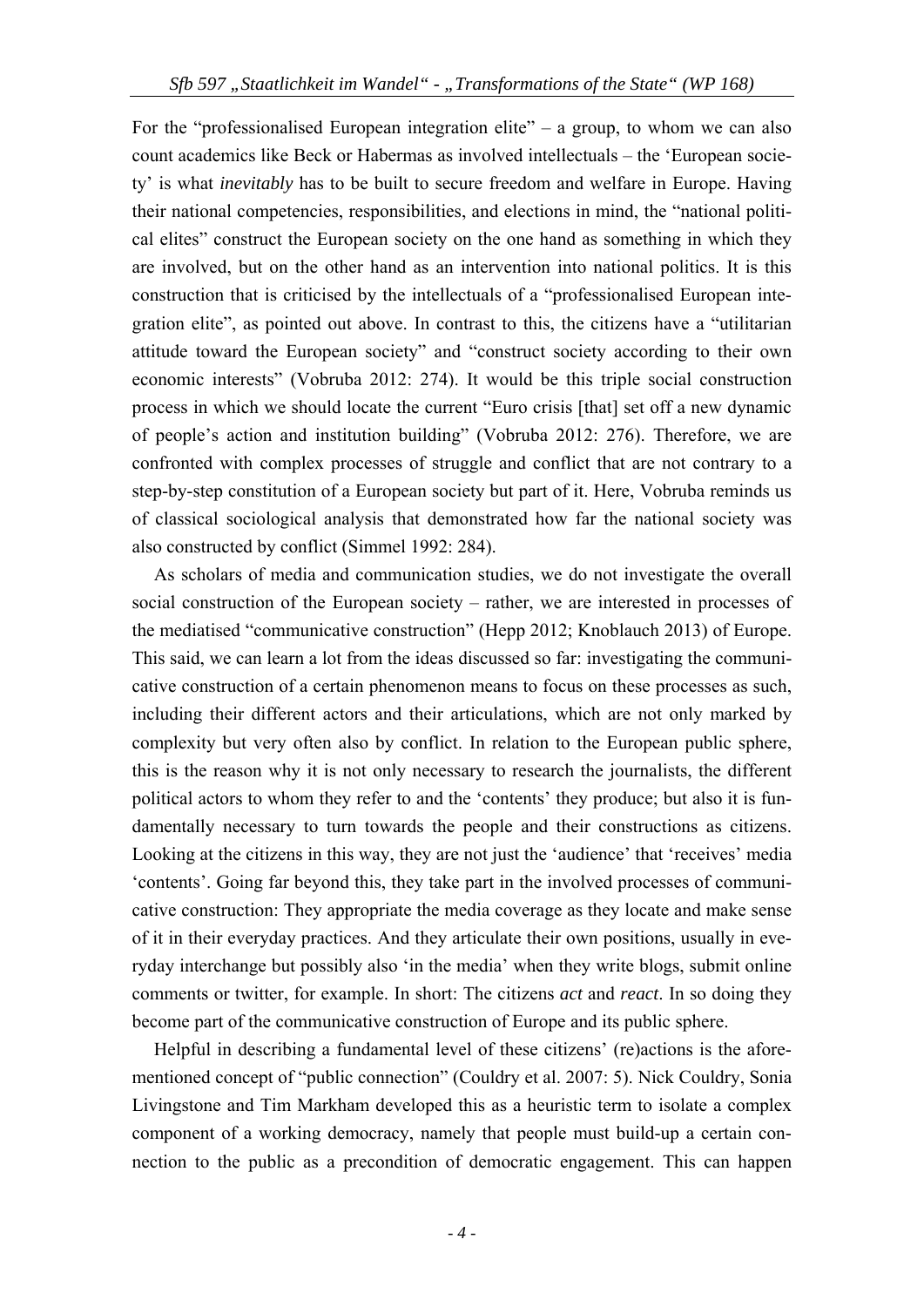For the "professionalised European integration elite" – a group, to whom we can also count academics like Beck or Habermas as involved intellectuals – the 'European society' is what *inevitably* has to be built to secure freedom and welfare in Europe. Having their national competencies, responsibilities, and elections in mind, the "national political elites" construct the European society on the one hand as something in which they are involved, but on the other hand as an intervention into national politics. It is this construction that is criticised by the intellectuals of a "professionalised European integration elite", as pointed out above. In contrast to this, the citizens have a "utilitarian attitude toward the European society" and "construct society according to their own economic interests" (Vobruba 2012: 274). It would be this triple social construction process in which we should locate the current "Euro crisis [that] set off a new dynamic of people's action and institution building" (Vobruba 2012: 276). Therefore, we are confronted with complex processes of struggle and conflict that are not contrary to a step-by-step constitution of a European society but part of it. Here, Vobruba reminds us of classical sociological analysis that demonstrated how far the national society was also constructed by conflict (Simmel 1992: 284).

As scholars of media and communication studies, we do not investigate the overall social construction of the European society – rather, we are interested in processes of the mediatised "communicative construction" (Hepp 2012; Knoblauch 2013) of Europe. This said, we can learn a lot from the ideas discussed so far: investigating the communicative construction of a certain phenomenon means to focus on these processes as such, including their different actors and their articulations, which are not only marked by complexity but very often also by conflict. In relation to the European public sphere, this is the reason why it is not only necessary to research the journalists, the different political actors to whom they refer to and the 'contents' they produce; but also it is fundamentally necessary to turn towards the people and their constructions as citizens. Looking at the citizens in this way, they are not just the 'audience' that 'receives' media 'contents'. Going far beyond this, they take part in the involved processes of communicative construction: They appropriate the media coverage as they locate and make sense of it in their everyday practices. And they articulate their own positions, usually in everyday interchange but possibly also 'in the media' when they write blogs, submit online comments or twitter, for example. In short: The citizens *act* and *react*. In so doing they become part of the communicative construction of Europe and its public sphere.

Helpful in describing a fundamental level of these citizens' (re)actions is the aforementioned concept of "public connection" (Couldry et al. 2007: 5). Nick Couldry, Sonia Livingstone and Tim Markham developed this as a heuristic term to isolate a complex component of a working democracy, namely that people must build-up a certain connection to the public as a precondition of democratic engagement. This can happen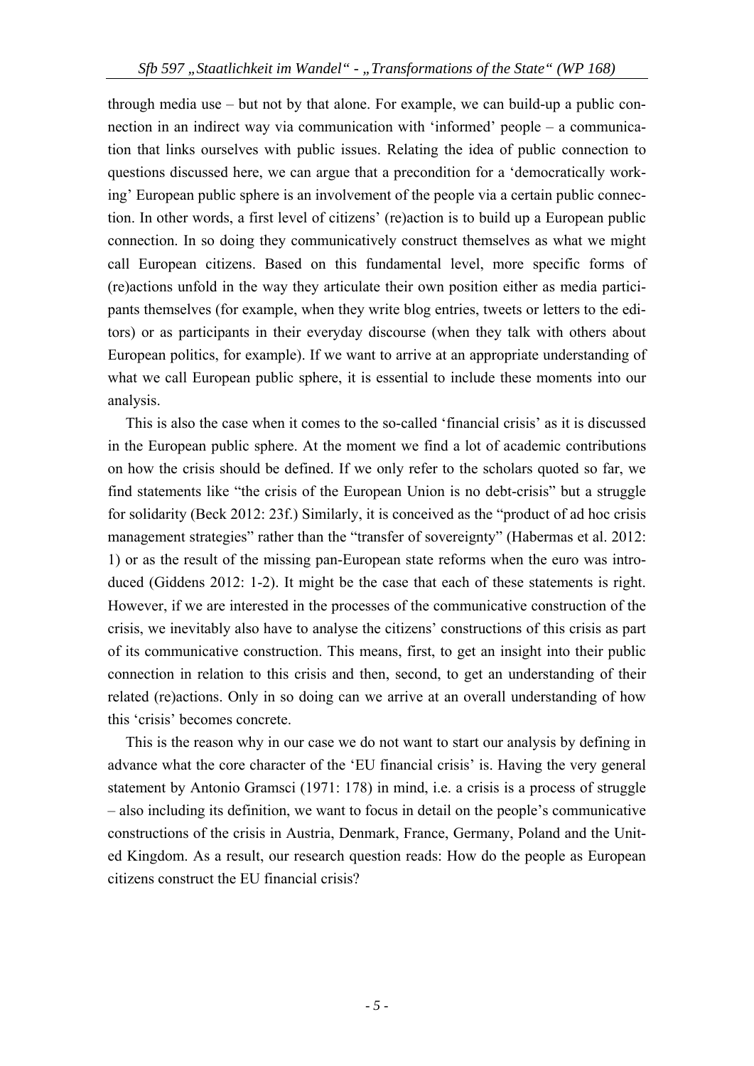through media use – but not by that alone. For example, we can build-up a public connection in an indirect way via communication with 'informed' people – a communication that links ourselves with public issues. Relating the idea of public connection to questions discussed here, we can argue that a precondition for a 'democratically working' European public sphere is an involvement of the people via a certain public connection. In other words, a first level of citizens' (re)action is to build up a European public connection. In so doing they communicatively construct themselves as what we might call European citizens. Based on this fundamental level, more specific forms of (re)actions unfold in the way they articulate their own position either as media participants themselves (for example, when they write blog entries, tweets or letters to the editors) or as participants in their everyday discourse (when they talk with others about European politics, for example). If we want to arrive at an appropriate understanding of what we call European public sphere, it is essential to include these moments into our analysis.

This is also the case when it comes to the so-called 'financial crisis' as it is discussed in the European public sphere. At the moment we find a lot of academic contributions on how the crisis should be defined. If we only refer to the scholars quoted so far, we find statements like "the crisis of the European Union is no debt-crisis" but a struggle for solidarity (Beck 2012: 23f.) Similarly, it is conceived as the "product of ad hoc crisis management strategies" rather than the "transfer of sovereignty" (Habermas et al. 2012: 1) or as the result of the missing pan-European state reforms when the euro was introduced (Giddens 2012: 1-2). It might be the case that each of these statements is right. However, if we are interested in the processes of the communicative construction of the crisis, we inevitably also have to analyse the citizens' constructions of this crisis as part of its communicative construction. This means, first, to get an insight into their public connection in relation to this crisis and then, second, to get an understanding of their related (re)actions. Only in so doing can we arrive at an overall understanding of how this 'crisis' becomes concrete.

This is the reason why in our case we do not want to start our analysis by defining in advance what the core character of the 'EU financial crisis' is. Having the very general statement by Antonio Gramsci (1971: 178) in mind, i.e. a crisis is a process of struggle – also including its definition, we want to focus in detail on the people's communicative constructions of the crisis in Austria, Denmark, France, Germany, Poland and the United Kingdom. As a result, our research question reads: How do the people as European citizens construct the EU financial crisis?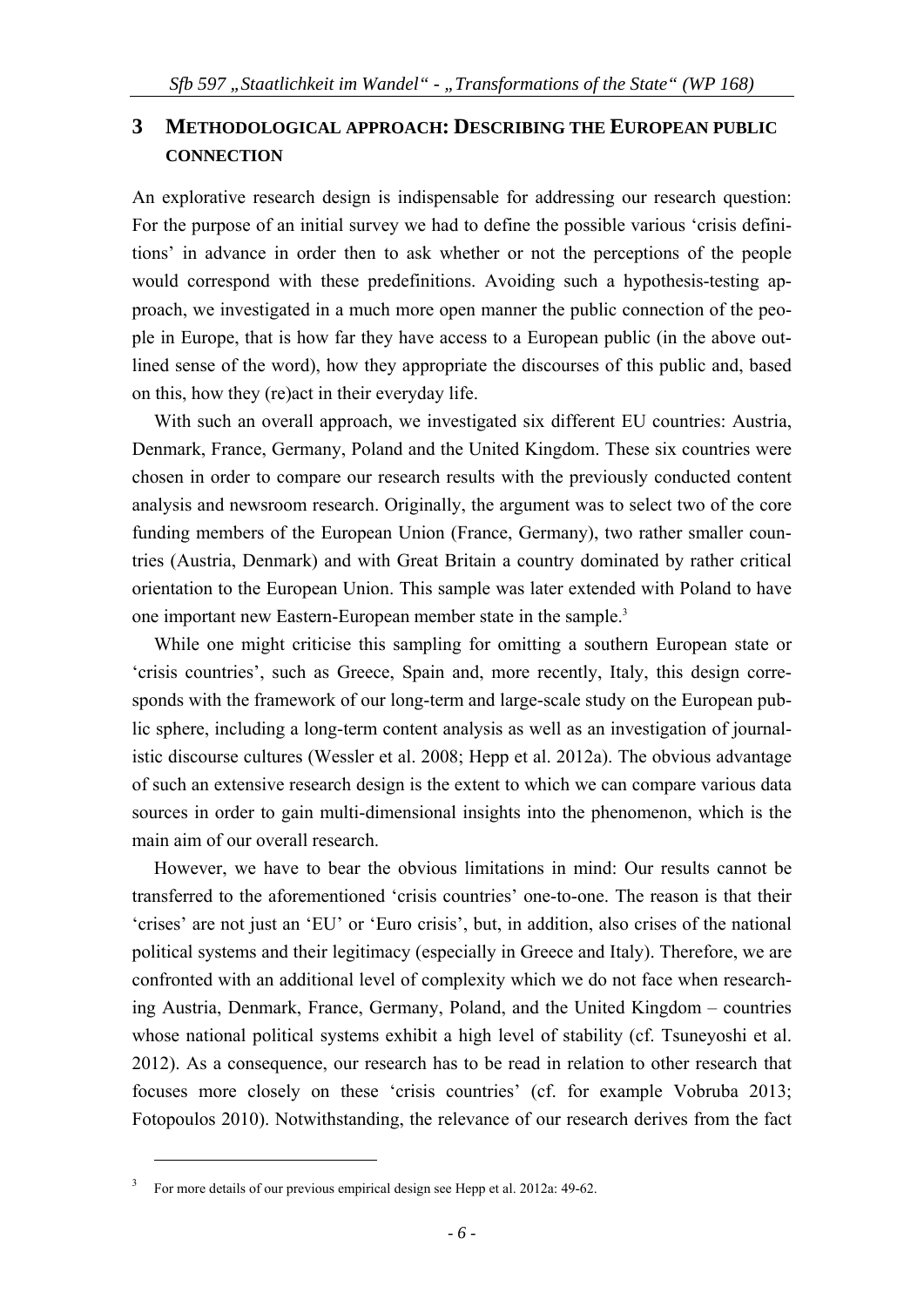## 3 METHODOLOGICAL APPROACH: DESCRIBING THE EUROPEAN PUBLIC CONNECTION

An explorative research design is indispensable for addressing our research question: For the purpose of an initial survey we had to define the possible various 'crisis definitions' in advance in order then to ask whether or not the perceptions of the people would correspond with these predefinitions. Avoiding such a hypothesis-testing approach, we investigated in a much more open manner the public connection of the people in Europe, that is how far they have access to a European public (in the above outlined sense of the word), how they appropriate the discourses of this public and, based on this, how they (re)act in their everyday life.

With such an overall approach, we investigated six different EU countries: Austria, Denmark, France, Germany, Poland and the United Kingdom. These six countries were chosen in order to compare our research results with the previously conducted content analysis and newsroom research. Originally, the argument was to select two of the core funding members of the European Union (France, Germany), two rather smaller countries (Austria, Denmark) and with Great Britain a country dominated by rather critical orientation to the European Union. This sample was later extended with Poland to have one important new Eastern-European member state in the sample.[3]

While one might criticise this sampling for omitting a southern European state or 'crisis countries', such as Greece, Spain and, more recently, Italy, this design corresponds with the framework of our long-term and large-scale study on the European public sphere, including a long-term content analysis as well as an investigation of journalistic discourse cultures (Wessler et al. 2008; Hepp et al. 2012a). The obvious advantage of such an extensive research design is the extent to which we can compare various data sources in order to gain multi-dimensional insights into the phenomenon, which is the main aim of our overall research.

However, we have to bear the obvious limitations in mind: Our results cannot be transferred to the aforementioned 'crisis countries' one-to-one. The reason is that their 'crises' are not just an 'EU' or 'Euro crisis', but, in addition, also crises of the national political systems and their legitimacy (especially in Greece and Italy). Therefore, we are confronted with an additional level of complexity which we do not face when researching Austria, Denmark, France, Germany, Poland, and the United Kingdom – countries whose national political systems exhibit a high level of stability (cf. Tsuneyoshi et al. 2012). As a consequence, our research has to be read in relation to other research that focuses more closely on these 'crisis countries' (cf. for example Vobruba 2013; Fotopoulos 2010). Notwithstanding, the relevance of our research derives from the fact

[3] For more details of our previous empirical design see Hepp et al. 2012a: 49-62.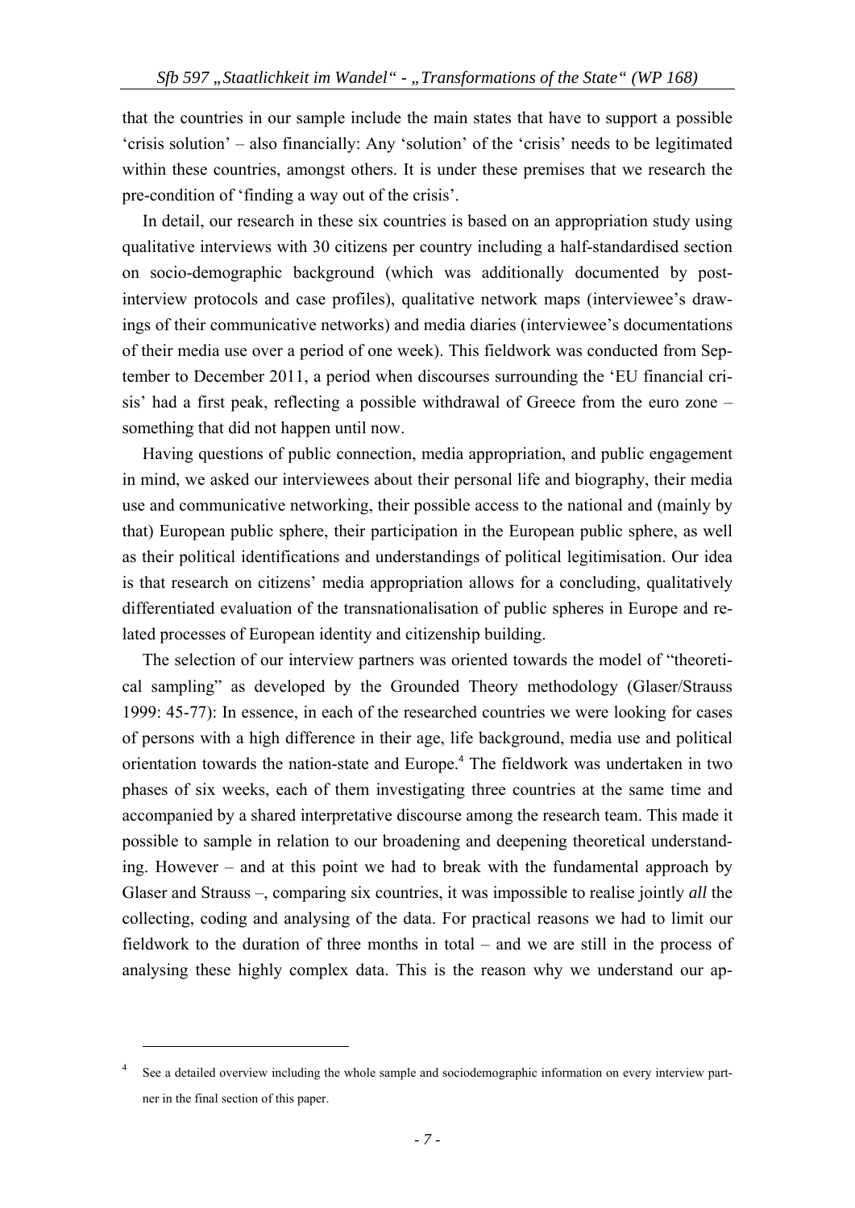that the countries in our sample include the main states that have to support a possible 'crisis solution' – also financially: Any 'solution' of the 'crisis' needs to be legitimated within these countries, amongst others. It is under these premises that we research the pre-condition of 'finding a way out of the crisis'.

In detail, our research in these six countries is based on an appropriation study using qualitative interviews with 30 citizens per country including a half-standardised section on socio-demographic background (which was additionally documented by post-interview protocols and case profiles), qualitative network maps (interviewee's drawings of their communicative networks) and media diaries (interviewee's documentations of their media use over a period of one week). This fieldwork was conducted from September to December 2011, a period when discourses surrounding the 'EU financial crisis' had a first peak, reflecting a possible withdrawal of Greece from the euro zone – something that did not happen until now.

Having questions of public connection, media appropriation, and public engagement in mind, we asked our interviewees about their personal life and biography, their media use and communicative networking, their possible access to the national and (mainly by that) European public sphere, their participation in the European public sphere, as well as their political identifications and understandings of political legitimisation. Our idea is that research on citizens' media appropriation allows for a concluding, qualitatively differentiated evaluation of the transnationalisation of public spheres in Europe and related processes of European identity and citizenship building.

The selection of our interview partners was oriented towards the model of "theoretical sampling" as developed by the Grounded Theory methodology (Glaser/Strauss 1999: 45-77): In essence, in each of the researched countries we were looking for cases of persons with a high difference in their age, life background, media use and political orientation towards the nation-state and Europe.[4] The fieldwork was undertaken in two phases of six weeks, each of them investigating three countries at the same time and accompanied by a shared interpretative discourse among the research team. This made it possible to sample in relation to our broadening and deepening theoretical understanding. However – and at this point we had to break with the fundamental approach by Glaser and Strauss –, comparing six countries, it was impossible to realise jointly *all* the collecting, coding and analysing of the data. For practical reasons we had to limit our fieldwork to the duration of three months in total – and we are still in the process of analysing these highly complex data. This is the reason why we understand our ap-

[4] See a detailed overview including the whole sample and sociodemographic information on every interview partner in the final section of this paper.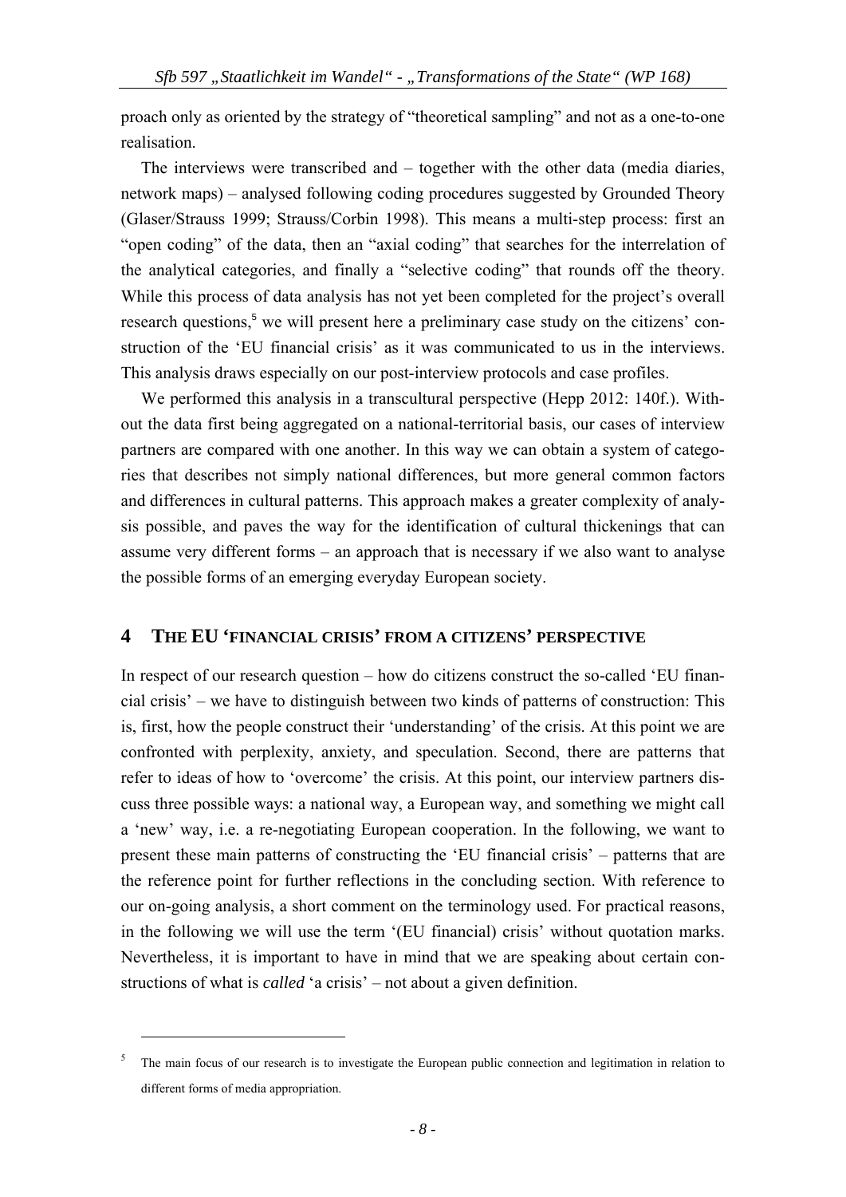proach only as oriented by the strategy of "theoretical sampling" and not as a one-to-one realisation.

The interviews were transcribed and – together with the other data (media diaries, network maps) – analysed following coding procedures suggested by Grounded Theory (Glaser/Strauss 1999; Strauss/Corbin 1998). This means a multi-step process: first an "open coding" of the data, then an "axial coding" that searches for the interrelation of the analytical categories, and finally a "selective coding" that rounds off the theory. While this process of data analysis has not yet been completed for the project's overall research questions,[5] we will present here a preliminary case study on the citizens' construction of the 'EU financial crisis' as it was communicated to us in the interviews. This analysis draws especially on our post-interview protocols and case profiles.

We performed this analysis in a transcultural perspective (Hepp 2012: 140f.). Without the data first being aggregated on a national-territorial basis, our cases of interview partners are compared with one another. In this way we can obtain a system of categories that describes not simply national differences, but more general common factors and differences in cultural patterns. This approach makes a greater complexity of analysis possible, and paves the way for the identification of cultural thickenings that can assume very different forms – an approach that is necessary if we also want to analyse the possible forms of an emerging everyday European society.

## 4 The EU 'financial crisis' from a citizens' perspective

In respect of our research question – how do citizens construct the so-called 'EU financial crisis' – we have to distinguish between two kinds of patterns of construction: This is, first, how the people construct their 'understanding' of the crisis. At this point we are confronted with perplexity, anxiety, and speculation. Second, there are patterns that refer to ideas of how to 'overcome' the crisis. At this point, our interview partners discuss three possible ways: a national way, a European way, and something we might call a 'new' way, i.e. a re-negotiating European cooperation. In the following, we want to present these main patterns of constructing the 'EU financial crisis' – patterns that are the reference point for further reflections in the concluding section. With reference to our on-going analysis, a short comment on the terminology used. For practical reasons, in the following we will use the term '(EU financial) crisis' without quotation marks. Nevertheless, it is important to have in mind that we are speaking about certain constructions of what is *called* 'a crisis' – not about a given definition.

[5] The main focus of our research is to investigate the European public connection and legitimation in relation to different forms of media appropriation.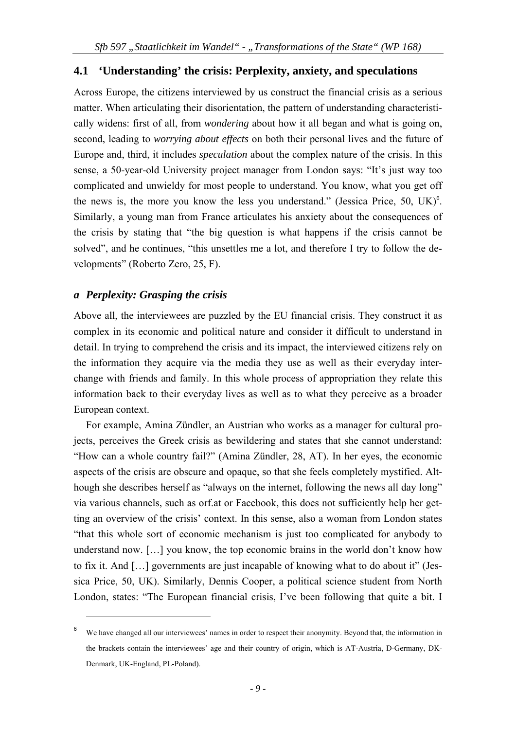## 4.1 'Understanding' the crisis: Perplexity, anxiety, and speculations

Across Europe, the citizens interviewed by us construct the financial crisis as a serious matter. When articulating their disorientation, the pattern of understanding characteristically widens: first of all, from *wondering* about how it all began and what is going on, second, leading to *worrying about effects* on both their personal lives and the future of Europe and, third, it includes *speculation* about the complex nature of the crisis. In this sense, a 50-year-old University project manager from London says: "It's just way too complicated and unwieldy for most people to understand. You know, what you get off the news is, the more you know the less you understand." (Jessica Price, 50, UK)[6]. Similarly, a young man from France articulates his anxiety about the consequences of the crisis by stating that "the big question is what happens if the crisis cannot be solved", and he continues, "this unsettles me a lot, and therefore I try to follow the developments" (Roberto Zero, 25, F).

### *a Perplexity: Grasping the crisis*

Above all, the interviewees are puzzled by the EU financial crisis. They construct it as complex in its economic and political nature and consider it difficult to understand in detail. In trying to comprehend the crisis and its impact, the interviewed citizens rely on the information they acquire via the media they use as well as their everyday interchange with friends and family. In this whole process of appropriation they relate this information back to their everyday lives as well as to what they perceive as a broader European context.

For example, Amina Zündler, an Austrian who works as a manager for cultural projects, perceives the Greek crisis as bewildering and states that she cannot understand: "How can a whole country fail?" (Amina Zündler, 28, AT). In her eyes, the economic aspects of the crisis are obscure and opaque, so that she feels completely mystified. Although she describes herself as "always on the internet, following the news all day long" via various channels, such as orf.at or Facebook, this does not sufficiently help her getting an overview of the crisis' context. In this sense, also a woman from London states "that this whole sort of economic mechanism is just too complicated for anybody to understand now. […] you know, the top economic brains in the world don't know how to fix it. And […] governments are just incapable of knowing what to do about it" (Jessica Price, 50, UK). Similarly, Dennis Cooper, a political science student from North London, states: "The European financial crisis, I've been following that quite a bit. I

---

[6] We have changed all our interviewees' names in order to respect their anonymity. Beyond that, the information in the brackets contain the interviewees' age and their country of origin, which is AT-Austria, D-Germany, DK-Denmark, UK-England, PL-Poland).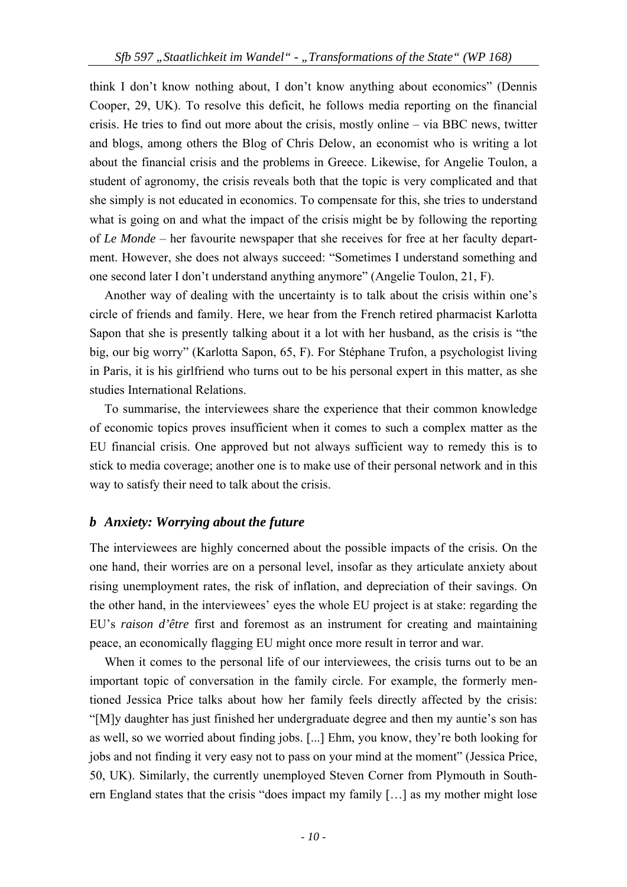think I don't know nothing about, I don't know anything about economics" (Dennis Cooper, 29, UK). To resolve this deficit, he follows media reporting on the financial crisis. He tries to find out more about the crisis, mostly online – via BBC news, twitter and blogs, among others the Blog of Chris Delow, an economist who is writing a lot about the financial crisis and the problems in Greece. Likewise, for Angelie Toulon, a student of agronomy, the crisis reveals both that the topic is very complicated and that she simply is not educated in economics. To compensate for this, she tries to understand what is going on and what the impact of the crisis might be by following the reporting of *Le Monde* – her favourite newspaper that she receives for free at her faculty department. However, she does not always succeed: "Sometimes I understand something and one second later I don't understand anything anymore" (Angelie Toulon, 21, F).

Another way of dealing with the uncertainty is to talk about the crisis within one's circle of friends and family. Here, we hear from the French retired pharmacist Karlotta Sapon that she is presently talking about it a lot with her husband, as the crisis is "the big, our big worry" (Karlotta Sapon, 65, F). For Stéphane Trufon, a psychologist living in Paris, it is his girlfriend who turns out to be his personal expert in this matter, as she studies International Relations.

To summarise, the interviewees share the experience that their common knowledge of economic topics proves insufficient when it comes to such a complex matter as the EU financial crisis. One approved but not always sufficient way to remedy this is to stick to media coverage; another one is to make use of their personal network and in this way to satisfy their need to talk about the crisis.

### *b Anxiety: Worrying about the future*

The interviewees are highly concerned about the possible impacts of the crisis. On the one hand, their worries are on a personal level, insofar as they articulate anxiety about rising unemployment rates, the risk of inflation, and depreciation of their savings. On the other hand, in the interviewees' eyes the whole EU project is at stake: regarding the EU's *raison d'être* first and foremost as an instrument for creating and maintaining peace, an economically flagging EU might once more result in terror and war.

When it comes to the personal life of our interviewees, the crisis turns out to be an important topic of conversation in the family circle. For example, the formerly mentioned Jessica Price talks about how her family feels directly affected by the crisis: "[M]y daughter has just finished her undergraduate degree and then my auntie's son has as well, so we worried about finding jobs. [...] Ehm, you know, they're both looking for jobs and not finding it very easy not to pass on your mind at the moment" (Jessica Price, 50, UK). Similarly, the currently unemployed Steven Corner from Plymouth in Southern England states that the crisis "does impact my family […] as my mother might lose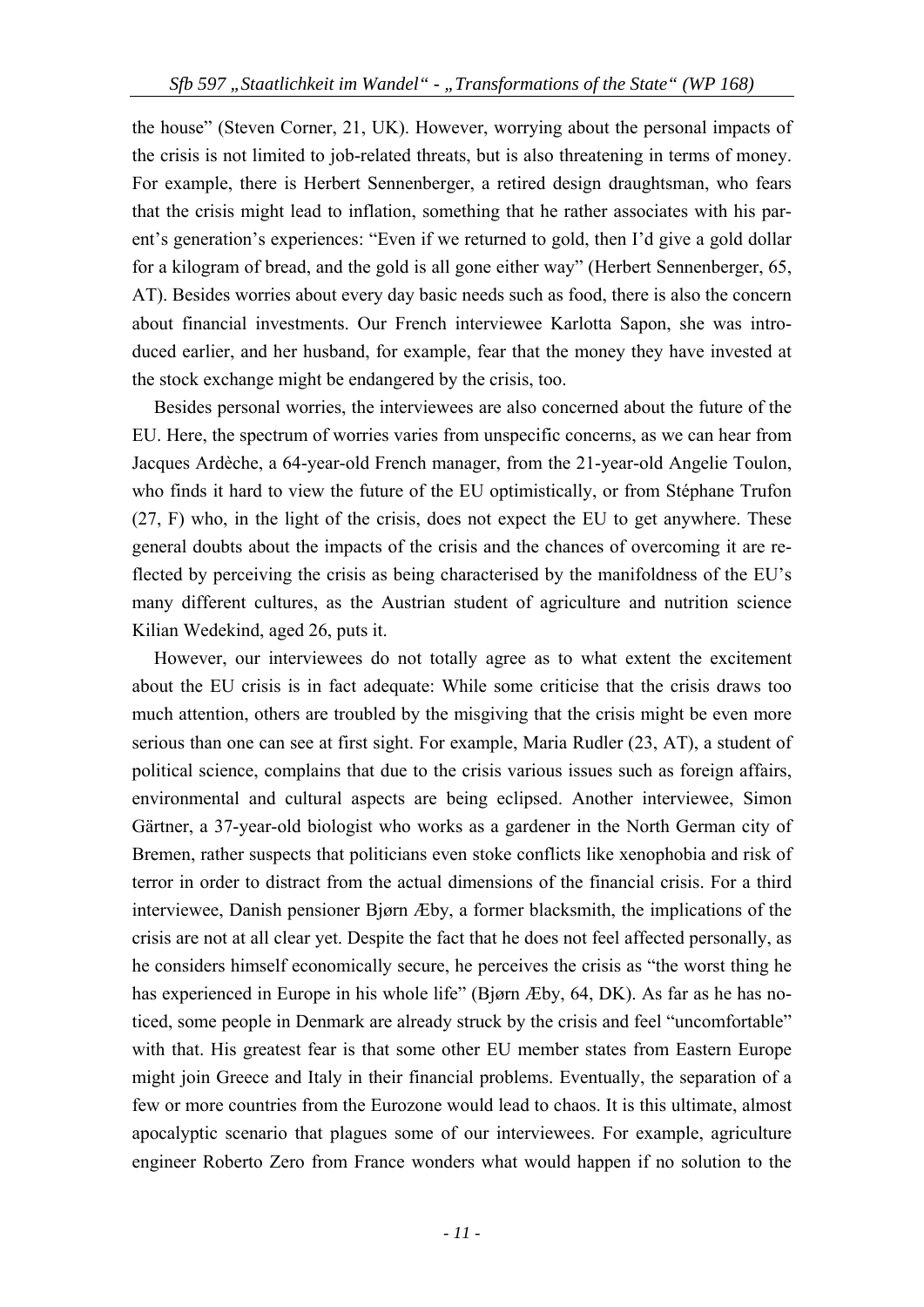the house" (Steven Corner, 21, UK). However, worrying about the personal impacts of the crisis is not limited to job-related threats, but is also threatening in terms of money. For example, there is Herbert Sennenberger, a retired design draughtsman, who fears that the crisis might lead to inflation, something that he rather associates with his parent's generation's experiences: "Even if we returned to gold, then I'd give a gold dollar for a kilogram of bread, and the gold is all gone either way" (Herbert Sennenberger, 65, AT). Besides worries about every day basic needs such as food, there is also the concern about financial investments. Our French interviewee Karlotta Sapon, she was introduced earlier, and her husband, for example, fear that the money they have invested at the stock exchange might be endangered by the crisis, too.

Besides personal worries, the interviewees are also concerned about the future of the EU. Here, the spectrum of worries varies from unspecific concerns, as we can hear from Jacques Ardèche, a 64-year-old French manager, from the 21-year-old Angelie Toulon, who finds it hard to view the future of the EU optimistically, or from Stéphane Trufon (27, F) who, in the light of the crisis, does not expect the EU to get anywhere. These general doubts about the impacts of the crisis and the chances of overcoming it are reflected by perceiving the crisis as being characterised by the manifoldness of the EU's many different cultures, as the Austrian student of agriculture and nutrition science Kilian Wedekind, aged 26, puts it.

However, our interviewees do not totally agree as to what extent the excitement about the EU crisis is in fact adequate: While some criticise that the crisis draws too much attention, others are troubled by the misgiving that the crisis might be even more serious than one can see at first sight. For example, Maria Rudler (23, AT), a student of political science, complains that due to the crisis various issues such as foreign affairs, environmental and cultural aspects are being eclipsed. Another interviewee, Simon Gärtner, a 37-year-old biologist who works as a gardener in the North German city of Bremen, rather suspects that politicians even stoke conflicts like xenophobia and risk of terror in order to distract from the actual dimensions of the financial crisis. For a third interviewee, Danish pensioner Bjørn Æby, a former blacksmith, the implications of the crisis are not at all clear yet. Despite the fact that he does not feel affected personally, as he considers himself economically secure, he perceives the crisis as "the worst thing he has experienced in Europe in his whole life" (Bjørn Æby, 64, DK). As far as he has noticed, some people in Denmark are already struck by the crisis and feel "uncomfortable" with that. His greatest fear is that some other EU member states from Eastern Europe might join Greece and Italy in their financial problems. Eventually, the separation of a few or more countries from the Eurozone would lead to chaos. It is this ultimate, almost apocalyptic scenario that plagues some of our interviewees. For example, agriculture engineer Roberto Zero from France wonders what would happen if no solution to the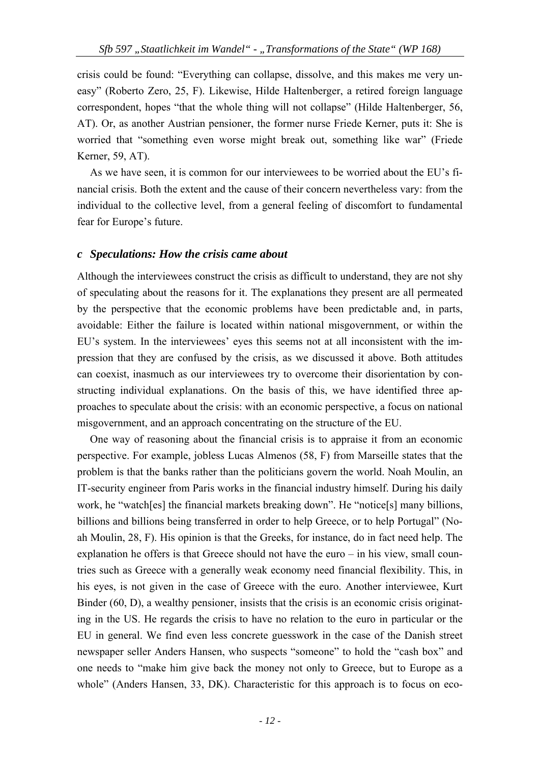crisis could be found: "Everything can collapse, dissolve, and this makes me very uneasy" (Roberto Zero, 25, F). Likewise, Hilde Haltenberger, a retired foreign language correspondent, hopes "that the whole thing will not collapse" (Hilde Haltenberger, 56, AT). Or, as another Austrian pensioner, the former nurse Friede Kerner, puts it: She is worried that "something even worse might break out, something like war" (Friede Kerner, 59, AT).

As we have seen, it is common for our interviewees to be worried about the EU's financial crisis. Both the extent and the cause of their concern nevertheless vary: from the individual to the collective level, from a general feeling of discomfort to fundamental fear for Europe's future.

### *c Speculations: How the crisis came about*

Although the interviewees construct the crisis as difficult to understand, they are not shy of speculating about the reasons for it. The explanations they present are all permeated by the perspective that the economic problems have been predictable and, in parts, avoidable: Either the failure is located within national misgovernment, or within the EU's system. In the interviewees' eyes this seems not at all inconsistent with the impression that they are confused by the crisis, as we discussed it above. Both attitudes can coexist, inasmuch as our interviewees try to overcome their disorientation by constructing individual explanations. On the basis of this, we have identified three approaches to speculate about the crisis: with an economic perspective, a focus on national misgovernment, and an approach concentrating on the structure of the EU.

One way of reasoning about the financial crisis is to appraise it from an economic perspective. For example, jobless Lucas Almenos (58, F) from Marseille states that the problem is that the banks rather than the politicians govern the world. Noah Moulin, an IT-security engineer from Paris works in the financial industry himself. During his daily work, he "watch[es] the financial markets breaking down". He "notice[s] many billions, billions and billions being transferred in order to help Greece, or to help Portugal" (Noah Moulin, 28, F). His opinion is that the Greeks, for instance, do in fact need help. The explanation he offers is that Greece should not have the euro – in his view, small countries such as Greece with a generally weak economy need financial flexibility. This, in his eyes, is not given in the case of Greece with the euro. Another interviewee, Kurt Binder (60, D), a wealthy pensioner, insists that the crisis is an economic crisis originating in the US. He regards the crisis to have no relation to the euro in particular or the EU in general. We find even less concrete guesswork in the case of the Danish street newspaper seller Anders Hansen, who suspects "someone" to hold the "cash box" and one needs to "make him give back the money not only to Greece, but to Europe as a whole" (Anders Hansen, 33, DK). Characteristic for this approach is to focus on eco-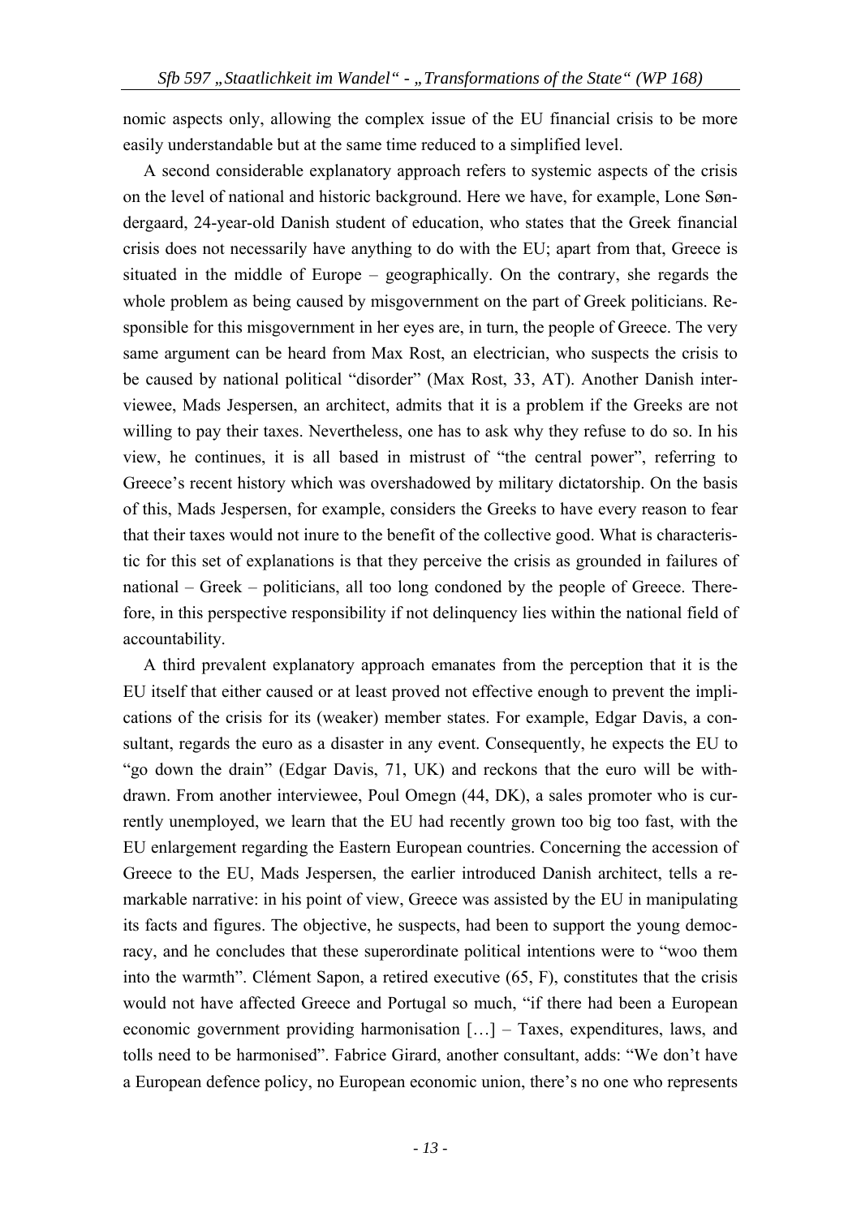nomic aspects only, allowing the complex issue of the EU financial crisis to be more easily understandable but at the same time reduced to a simplified level.

A second considerable explanatory approach refers to systemic aspects of the crisis on the level of national and historic background. Here we have, for example, Lone Søndergaard, 24-year-old Danish student of education, who states that the Greek financial crisis does not necessarily have anything to do with the EU; apart from that, Greece is situated in the middle of Europe – geographically. On the contrary, she regards the whole problem as being caused by misgovernment on the part of Greek politicians. Responsible for this misgovernment in her eyes are, in turn, the people of Greece. The very same argument can be heard from Max Rost, an electrician, who suspects the crisis to be caused by national political "disorder" (Max Rost, 33, AT). Another Danish interviewee, Mads Jespersen, an architect, admits that it is a problem if the Greeks are not willing to pay their taxes. Nevertheless, one has to ask why they refuse to do so. In his view, he continues, it is all based in mistrust of "the central power", referring to Greece's recent history which was overshadowed by military dictatorship. On the basis of this, Mads Jespersen, for example, considers the Greeks to have every reason to fear that their taxes would not inure to the benefit of the collective good. What is characteristic for this set of explanations is that they perceive the crisis as grounded in failures of national – Greek – politicians, all too long condoned by the people of Greece. Therefore, in this perspective responsibility if not delinquency lies within the national field of accountability.

A third prevalent explanatory approach emanates from the perception that it is the EU itself that either caused or at least proved not effective enough to prevent the implications of the crisis for its (weaker) member states. For example, Edgar Davis, a consultant, regards the euro as a disaster in any event. Consequently, he expects the EU to "go down the drain" (Edgar Davis, 71, UK) and reckons that the euro will be withdrawn. From another interviewee, Poul Omegn (44, DK), a sales promoter who is currently unemployed, we learn that the EU had recently grown too big too fast, with the EU enlargement regarding the Eastern European countries. Concerning the accession of Greece to the EU, Mads Jespersen, the earlier introduced Danish architect, tells a remarkable narrative: in his point of view, Greece was assisted by the EU in manipulating its facts and figures. The objective, he suspects, had been to support the young democracy, and he concludes that these superordinate political intentions were to "woo them into the warmth". Clément Sapon, a retired executive (65, F), constitutes that the crisis would not have affected Greece and Portugal so much, "if there had been a European economic government providing harmonisation […] – Taxes, expenditures, laws, and tolls need to be harmonised". Fabrice Girard, another consultant, adds: "We don't have a European defence policy, no European economic union, there's no one who represents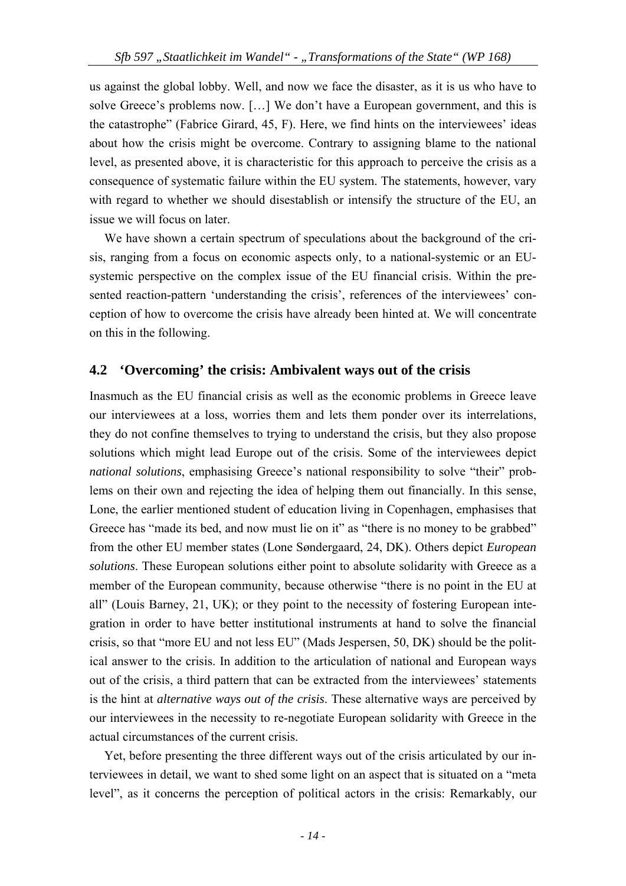us against the global lobby. Well, and now we face the disaster, as it is us who have to solve Greece's problems now. […] We don't have a European government, and this is the catastrophe" (Fabrice Girard, 45, F). Here, we find hints on the interviewees' ideas about how the crisis might be overcome. Contrary to assigning blame to the national level, as presented above, it is characteristic for this approach to perceive the crisis as a consequence of systematic failure within the EU system. The statements, however, vary with regard to whether we should disestablish or intensify the structure of the EU, an issue we will focus on later.

We have shown a certain spectrum of speculations about the background of the crisis, ranging from a focus on economic aspects only, to a national-systemic or an EU-systemic perspective on the complex issue of the EU financial crisis. Within the presented reaction-pattern 'understanding the crisis', references of the interviewees' conception of how to overcome the crisis have already been hinted at. We will concentrate on this in the following.

## 4.2 'Overcoming' the crisis: Ambivalent ways out of the crisis

Inasmuch as the EU financial crisis as well as the economic problems in Greece leave our interviewees at a loss, worries them and lets them ponder over its interrelations, they do not confine themselves to trying to understand the crisis, but they also propose solutions which might lead Europe out of the crisis. Some of the interviewees depict *national solutions*, emphasising Greece's national responsibility to solve "their" problems on their own and rejecting the idea of helping them out financially. In this sense, Lone, the earlier mentioned student of education living in Copenhagen, emphasises that Greece has "made its bed, and now must lie on it" as "there is no money to be grabbed" from the other EU member states (Lone Søndergaard, 24, DK). Others depict *European solutions*. These European solutions either point to absolute solidarity with Greece as a member of the European community, because otherwise "there is no point in the EU at all" (Louis Barney, 21, UK); or they point to the necessity of fostering European integration in order to have better institutional instruments at hand to solve the financial crisis, so that "more EU and not less EU" (Mads Jespersen, 50, DK) should be the political answer to the crisis. In addition to the articulation of national and European ways out of the crisis, a third pattern that can be extracted from the interviewees' statements is the hint at *alternative ways out of the crisis*. These alternative ways are perceived by our interviewees in the necessity to re-negotiate European solidarity with Greece in the actual circumstances of the current crisis.

Yet, before presenting the three different ways out of the crisis articulated by our interviewees in detail, we want to shed some light on an aspect that is situated on a "meta level", as it concerns the perception of political actors in the crisis: Remarkably, our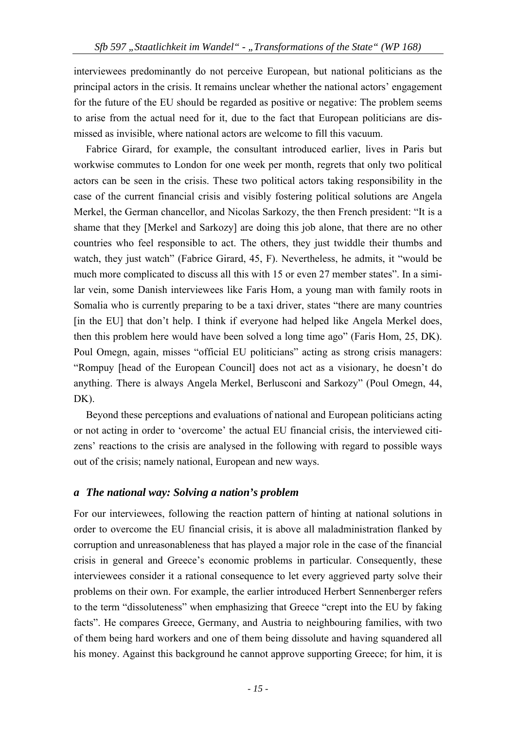interviewees predominantly do not perceive European, but national politicians as the principal actors in the crisis. It remains unclear whether the national actors' engagement for the future of the EU should be regarded as positive or negative: The problem seems to arise from the actual need for it, due to the fact that European politicians are dismissed as invisible, where national actors are welcome to fill this vacuum.

Fabrice Girard, for example, the consultant introduced earlier, lives in Paris but workwise commutes to London for one week per month, regrets that only two political actors can be seen in the crisis. These two political actors taking responsibility in the case of the current financial crisis and visibly fostering political solutions are Angela Merkel, the German chancellor, and Nicolas Sarkozy, the then French president: "It is a shame that they [Merkel and Sarkozy] are doing this job alone, that there are no other countries who feel responsible to act. The others, they just twiddle their thumbs and watch, they just watch" (Fabrice Girard, 45, F). Nevertheless, he admits, it "would be much more complicated to discuss all this with 15 or even 27 member states". In a similar vein, some Danish interviewees like Faris Hom, a young man with family roots in Somalia who is currently preparing to be a taxi driver, states "there are many countries [in the EU] that don't help. I think if everyone had helped like Angela Merkel does, then this problem here would have been solved a long time ago" (Faris Hom, 25, DK). Poul Omegn, again, misses "official EU politicians" acting as strong crisis managers: "Rompuy [head of the European Council] does not act as a visionary, he doesn't do anything. There is always Angela Merkel, Berlusconi and Sarkozy" (Poul Omegn, 44, DK).

Beyond these perceptions and evaluations of national and European politicians acting or not acting in order to 'overcome' the actual EU financial crisis, the interviewed citizens' reactions to the crisis are analysed in the following with regard to possible ways out of the crisis; namely national, European and new ways.

### *a The national way: Solving a nation's problem*

For our interviewees, following the reaction pattern of hinting at national solutions in order to overcome the EU financial crisis, it is above all maladministration flanked by corruption and unreasonableness that has played a major role in the case of the financial crisis in general and Greece's economic problems in particular. Consequently, these interviewees consider it a rational consequence to let every aggrieved party solve their problems on their own. For example, the earlier introduced Herbert Sennenberger refers to the term "dissoluteness" when emphasizing that Greece "crept into the EU by faking facts". He compares Greece, Germany, and Austria to neighbouring families, with two of them being hard workers and one of them being dissolute and having squandered all his money. Against this background he cannot approve supporting Greece; for him, it is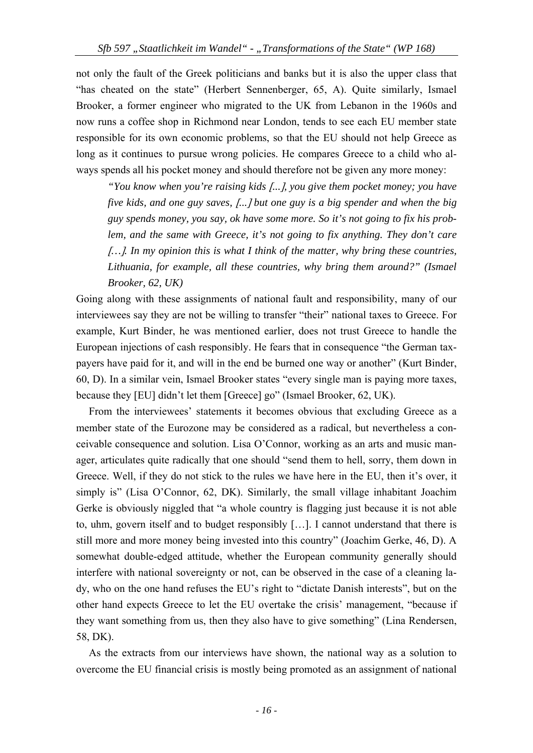not only the fault of the Greek politicians and banks but it is also the upper class that "has cheated on the state" (Herbert Sennenberger, 65, A). Quite similarly, Ismael Brooker, a former engineer who migrated to the UK from Lebanon in the 1960s and now runs a coffee shop in Richmond near London, tends to see each EU member state responsible for its own economic problems, so that the EU should not help Greece as long as it continues to pursue wrong policies. He compares Greece to a child who always spends all his pocket money and should therefore not be given any more money:

> *"You know when you're raising kids [...], you give them pocket money; you have five kids, and one guy saves, [...] but one guy is a big spender and when the big guy spends money, you say, ok have some more. So it's not going to fix his problem, and the same with Greece, it's not going to fix anything. They don't care […]. In my opinion this is what I think of the matter, why bring these countries, Lithuania, for example, all these countries, why bring them around?" (Ismael Brooker, 62, UK)*

Going along with these assignments of national fault and responsibility, many of our interviewees say they are not be willing to transfer "their" national taxes to Greece. For example, Kurt Binder, he was mentioned earlier, does not trust Greece to handle the European injections of cash responsibly. He fears that in consequence "the German taxpayers have paid for it, and will in the end be burned one way or another" (Kurt Binder, 60, D). In a similar vein, Ismael Brooker states "every single man is paying more taxes, because they [EU] didn't let them [Greece] go" (Ismael Brooker, 62, UK).

From the interviewees' statements it becomes obvious that excluding Greece as a member state of the Eurozone may be considered as a radical, but nevertheless a conceivable consequence and solution. Lisa O'Connor, working as an arts and music manager, articulates quite radically that one should "send them to hell, sorry, them down in Greece. Well, if they do not stick to the rules we have here in the EU, then it's over, it simply is" (Lisa O'Connor, 62, DK). Similarly, the small village inhabitant Joachim Gerke is obviously niggled that "a whole country is flagging just because it is not able to, uhm, govern itself and to budget responsibly […]. I cannot understand that there is still more and more money being invested into this country" (Joachim Gerke, 46, D). A somewhat double-edged attitude, whether the European community generally should interfere with national sovereignty or not, can be observed in the case of a cleaning lady, who on the one hand refuses the EU's right to "dictate Danish interests", but on the other hand expects Greece to let the EU overtake the crisis' management, "because if they want something from us, then they also have to give something" (Lina Rendersen, 58, DK).

As the extracts from our interviews have shown, the national way as a solution to overcome the EU financial crisis is mostly being promoted as an assignment of national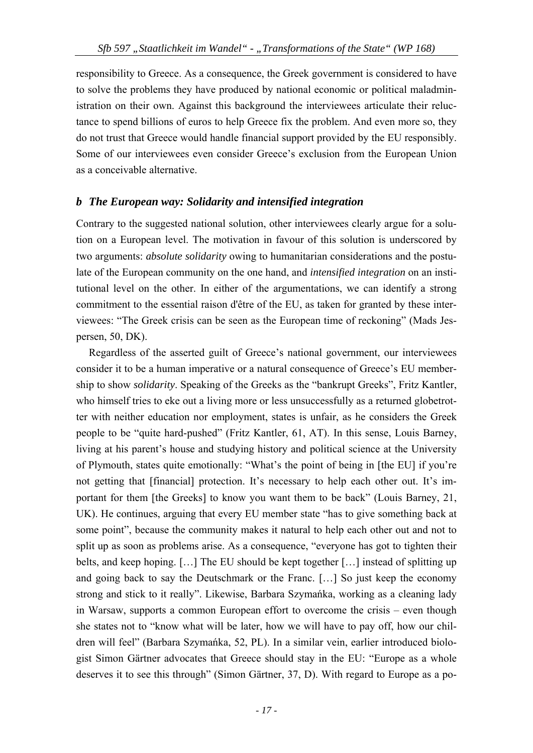responsibility to Greece. As a consequence, the Greek government is considered to have to solve the problems they have produced by national economic or political maladministration on their own. Against this background the interviewees articulate their reluctance to spend billions of euros to help Greece fix the problem. And even more so, they do not trust that Greece would handle financial support provided by the EU responsibly. Some of our interviewees even consider Greece's exclusion from the European Union as a conceivable alternative.

### *b The European way: Solidarity and intensified integration*

Contrary to the suggested national solution, other interviewees clearly argue for a solution on a European level. The motivation in favour of this solution is underscored by two arguments: *absolute solidarity* owing to humanitarian considerations and the postulate of the European community on the one hand, and *intensified integration* on an institutional level on the other. In either of the argumentations, we can identify a strong commitment to the essential raison d'être of the EU, as taken for granted by these interviewees: "The Greek crisis can be seen as the European time of reckoning" (Mads Jespersen, 50, DK).

Regardless of the asserted guilt of Greece's national government, our interviewees consider it to be a human imperative or a natural consequence of Greece's EU membership to show *solidarity*. Speaking of the Greeks as the "bankrupt Greeks", Fritz Kantler, who himself tries to eke out a living more or less unsuccessfully as a returned globetrotter with neither education nor employment, states is unfair, as he considers the Greek people to be "quite hard-pushed" (Fritz Kantler, 61, AT). In this sense, Louis Barney, living at his parent's house and studying history and political science at the University of Plymouth, states quite emotionally: "What's the point of being in [the EU] if you're not getting that [financial] protection. It's necessary to help each other out. It's important for them [the Greeks] to know you want them to be back" (Louis Barney, 21, UK). He continues, arguing that every EU member state "has to give something back at some point", because the community makes it natural to help each other out and not to split up as soon as problems arise. As a consequence, "everyone has got to tighten their belts, and keep hoping. […] The EU should be kept together […] instead of splitting up and going back to say the Deutschmark or the Franc. […] So just keep the economy strong and stick to it really". Likewise, Barbara Szymańka, working as a cleaning lady in Warsaw, supports a common European effort to overcome the crisis – even though she states not to "know what will be later, how we will have to pay off, how our children will feel" (Barbara Szymańka, 52, PL). In a similar vein, earlier introduced biologist Simon Gärtner advocates that Greece should stay in the EU: "Europe as a whole deserves it to see this through" (Simon Gärtner, 37, D). With regard to Europe as a po-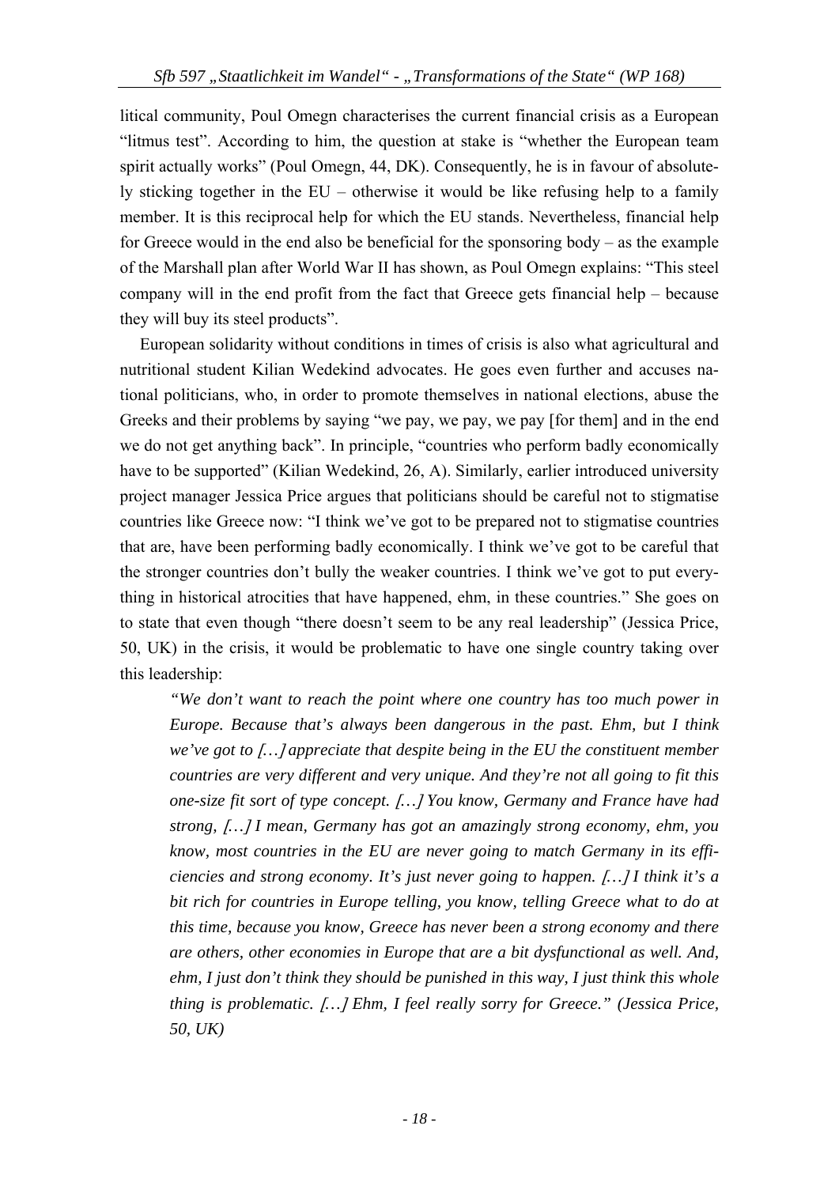litical community, Poul Omegn characterises the current financial crisis as a European "litmus test". According to him, the question at stake is "whether the European team spirit actually works" (Poul Omegn, 44, DK). Consequently, he is in favour of absolutely sticking together in the EU – otherwise it would be like refusing help to a family member. It is this reciprocal help for which the EU stands. Nevertheless, financial help for Greece would in the end also be beneficial for the sponsoring body – as the example of the Marshall plan after World War II has shown, as Poul Omegn explains: "This steel company will in the end profit from the fact that Greece gets financial help – because they will buy its steel products".

European solidarity without conditions in times of crisis is also what agricultural and nutritional student Kilian Wedekind advocates. He goes even further and accuses national politicians, who, in order to promote themselves in national elections, abuse the Greeks and their problems by saying "we pay, we pay, we pay [for them] and in the end we do not get anything back". In principle, "countries who perform badly economically have to be supported" (Kilian Wedekind, 26, A). Similarly, earlier introduced university project manager Jessica Price argues that politicians should be careful not to stigmatise countries like Greece now: "I think we've got to be prepared not to stigmatise countries that are, have been performing badly economically. I think we've got to be careful that the stronger countries don't bully the weaker countries. I think we've got to put everything in historical atrocities that have happened, ehm, in these countries." She goes on to state that even though "there doesn't seem to be any real leadership" (Jessica Price, 50, UK) in the crisis, it would be problematic to have one single country taking over this leadership:

> *"We don't want to reach the point where one country has too much power in Europe. Because that's always been dangerous in the past. Ehm, but I think we've got to […] appreciate that despite being in the EU the constituent member countries are very different and very unique. And they're not all going to fit this one-size fit sort of type concept. […] You know, Germany and France have had strong, […] I mean, Germany has got an amazingly strong economy, ehm, you know, most countries in the EU are never going to match Germany in its efficiencies and strong economy. It's just never going to happen. […] I think it's a bit rich for countries in Europe telling, you know, telling Greece what to do at this time, because you know, Greece has never been a strong economy and there are others, other economies in Europe that are a bit dysfunctional as well. And, ehm, I just don't think they should be punished in this way, I just think this whole thing is problematic. […] Ehm, I feel really sorry for Greece." (Jessica Price, 50, UK)*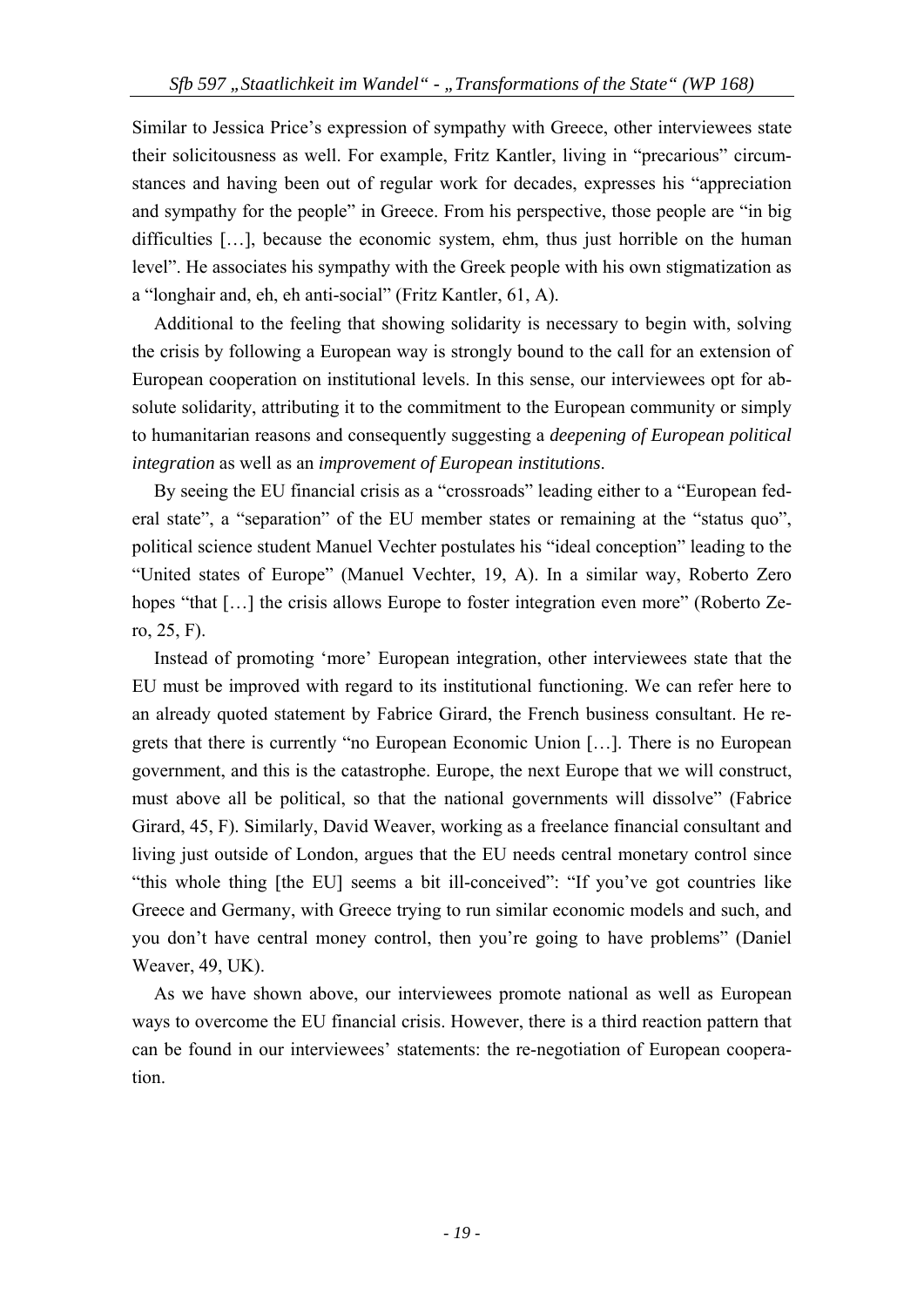Similar to Jessica Price's expression of sympathy with Greece, other interviewees state their solicitousness as well. For example, Fritz Kantler, living in "precarious" circumstances and having been out of regular work for decades, expresses his "appreciation and sympathy for the people" in Greece. From his perspective, those people are "in big difficulties […], because the economic system, ehm, thus just horrible on the human level". He associates his sympathy with the Greek people with his own stigmatization as a "longhair and, eh, eh anti-social" (Fritz Kantler, 61, A).

Additional to the feeling that showing solidarity is necessary to begin with, solving the crisis by following a European way is strongly bound to the call for an extension of European cooperation on institutional levels. In this sense, our interviewees opt for absolute solidarity, attributing it to the commitment to the European community or simply to humanitarian reasons and consequently suggesting a *deepening of European political integration* as well as an *improvement of European institutions*.

By seeing the EU financial crisis as a "crossroads" leading either to a "European federal state", a "separation" of the EU member states or remaining at the "status quo", political science student Manuel Vechter postulates his "ideal conception" leading to the "United states of Europe" (Manuel Vechter, 19, A). In a similar way, Roberto Zero hopes "that […] the crisis allows Europe to foster integration even more" (Roberto Zero, 25, F).

Instead of promoting 'more' European integration, other interviewees state that the EU must be improved with regard to its institutional functioning. We can refer here to an already quoted statement by Fabrice Girard, the French business consultant. He regrets that there is currently "no European Economic Union […]. There is no European government, and this is the catastrophe. Europe, the next Europe that we will construct, must above all be political, so that the national governments will dissolve" (Fabrice Girard, 45, F). Similarly, David Weaver, working as a freelance financial consultant and living just outside of London, argues that the EU needs central monetary control since "this whole thing [the EU] seems a bit ill-conceived": "If you've got countries like Greece and Germany, with Greece trying to run similar economic models and such, and you don't have central money control, then you're going to have problems" (Daniel Weaver, 49, UK).

As we have shown above, our interviewees promote national as well as European ways to overcome the EU financial crisis. However, there is a third reaction pattern that can be found in our interviewees' statements: the re-negotiation of European cooperation.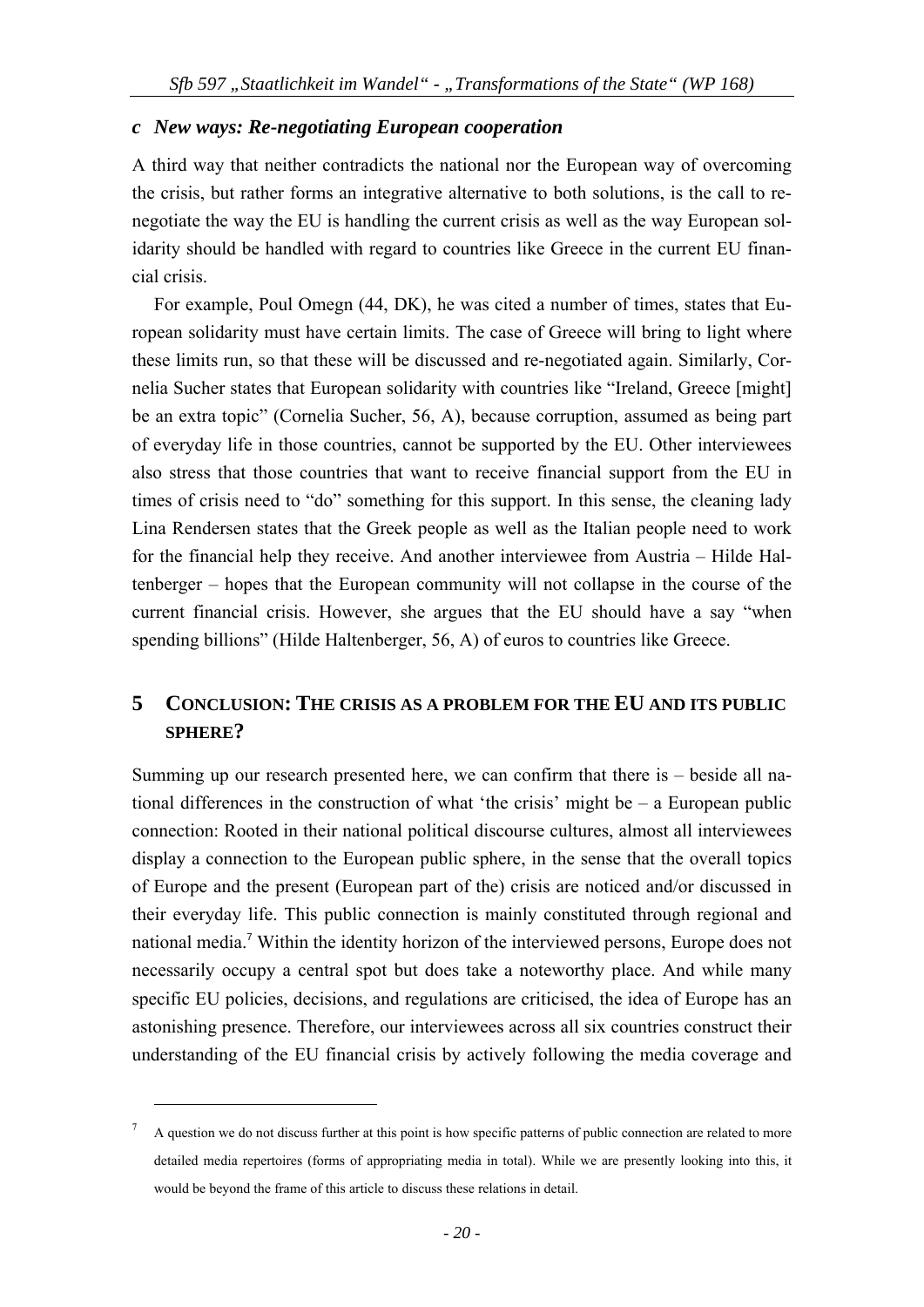### *c New ways: Re-negotiating European cooperation*

A third way that neither contradicts the national nor the European way of overcoming the crisis, but rather forms an integrative alternative to both solutions, is the call to re-negotiate the way the EU is handling the current crisis as well as the way European solidarity should be handled with regard to countries like Greece in the current EU financial crisis.

For example, Poul Omegn (44, DK), he was cited a number of times, states that European solidarity must have certain limits. The case of Greece will bring to light where these limits run, so that these will be discussed and re-negotiated again. Similarly, Cornelia Sucher states that European solidarity with countries like "Ireland, Greece [might] be an extra topic" (Cornelia Sucher, 56, A), because corruption, assumed as being part of everyday life in those countries, cannot be supported by the EU. Other interviewees also stress that those countries that want to receive financial support from the EU in times of crisis need to "do" something for this support. In this sense, the cleaning lady Lina Rendersen states that the Greek people as well as the Italian people need to work for the financial help they receive. And another interviewee from Austria – Hilde Haltenberger – hopes that the European community will not collapse in the course of the current financial crisis. However, she argues that the EU should have a say "when spending billions" (Hilde Haltenberger, 56, A) of euros to countries like Greece.

## 5 CONCLUSION: THE CRISIS AS A PROBLEM FOR THE EU AND ITS PUBLIC SPHERE?

Summing up our research presented here, we can confirm that there is – beside all national differences in the construction of what 'the crisis' might be – a European public connection: Rooted in their national political discourse cultures, almost all interviewees display a connection to the European public sphere, in the sense that the overall topics of Europe and the present (European part of the) crisis are noticed and/or discussed in their everyday life. This public connection is mainly constituted through regional and national media.[7] Within the identity horizon of the interviewed persons, Europe does not necessarily occupy a central spot but does take a noteworthy place. And while many specific EU policies, decisions, and regulations are criticised, the idea of Europe has an astonishing presence. Therefore, our interviewees across all six countries construct their understanding of the EU financial crisis by actively following the media coverage and

[7] A question we do not discuss further at this point is how specific patterns of public connection are related to more detailed media repertoires (forms of appropriating media in total). While we are presently looking into this, it would be beyond the frame of this article to discuss these relations in detail.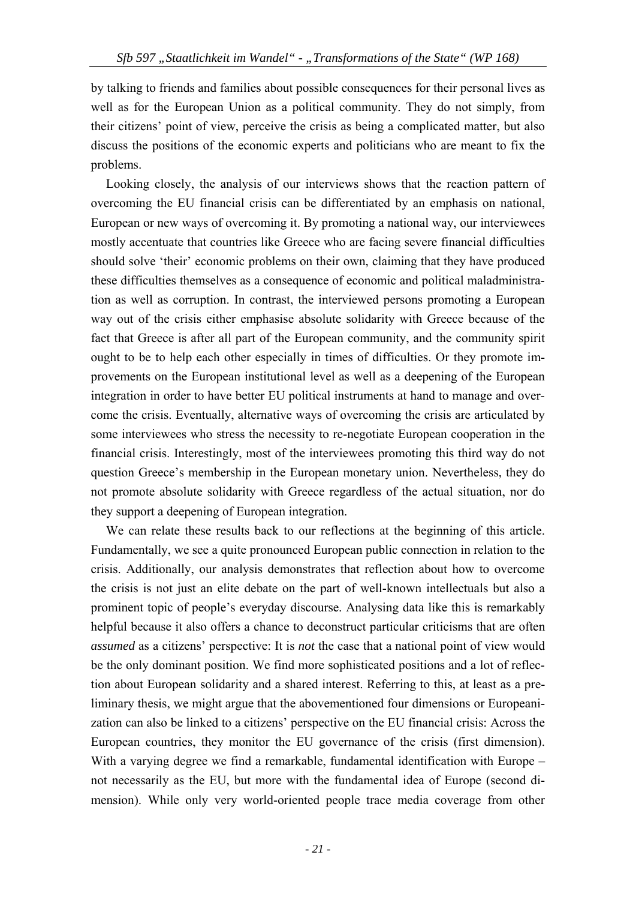by talking to friends and families about possible consequences for their personal lives as well as for the European Union as a political community. They do not simply, from their citizens' point of view, perceive the crisis as being a complicated matter, but also discuss the positions of the economic experts and politicians who are meant to fix the problems.

Looking closely, the analysis of our interviews shows that the reaction pattern of overcoming the EU financial crisis can be differentiated by an emphasis on national, European or new ways of overcoming it. By promoting a national way, our interviewees mostly accentuate that countries like Greece who are facing severe financial difficulties should solve 'their' economic problems on their own, claiming that they have produced these difficulties themselves as a consequence of economic and political maladministration as well as corruption. In contrast, the interviewed persons promoting a European way out of the crisis either emphasise absolute solidarity with Greece because of the fact that Greece is after all part of the European community, and the community spirit ought to be to help each other especially in times of difficulties. Or they promote improvements on the European institutional level as well as a deepening of the European integration in order to have better EU political instruments at hand to manage and overcome the crisis. Eventually, alternative ways of overcoming the crisis are articulated by some interviewees who stress the necessity to re-negotiate European cooperation in the financial crisis. Interestingly, most of the interviewees promoting this third way do not question Greece's membership in the European monetary union. Nevertheless, they do not promote absolute solidarity with Greece regardless of the actual situation, nor do they support a deepening of European integration.

We can relate these results back to our reflections at the beginning of this article. Fundamentally, we see a quite pronounced European public connection in relation to the crisis. Additionally, our analysis demonstrates that reflection about how to overcome the crisis is not just an elite debate on the part of well-known intellectuals but also a prominent topic of people's everyday discourse. Analysing data like this is remarkably helpful because it also offers a chance to deconstruct particular criticisms that are often *assumed* as a citizens' perspective: It is *not* the case that a national point of view would be the only dominant position. We find more sophisticated positions and a lot of reflection about European solidarity and a shared interest. Referring to this, at least as a preliminary thesis, we might argue that the abovementioned four dimensions or Europeanization can also be linked to a citizens' perspective on the EU financial crisis: Across the European countries, they monitor the EU governance of the crisis (first dimension). With a varying degree we find a remarkable, fundamental identification with Europe – not necessarily as the EU, but more with the fundamental idea of Europe (second dimension). While only very world-oriented people trace media coverage from other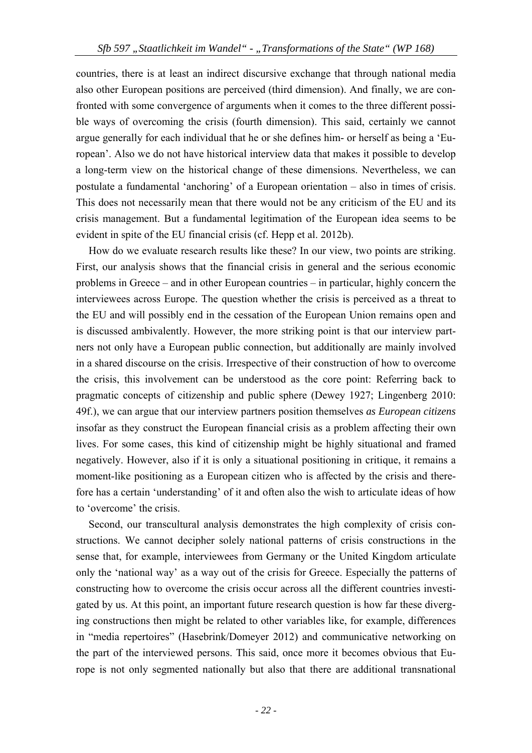countries, there is at least an indirect discursive exchange that through national media also other European positions are perceived (third dimension). And finally, we are confronted with some convergence of arguments when it comes to the three different possible ways of overcoming the crisis (fourth dimension). This said, certainly we cannot argue generally for each individual that he or she defines him- or herself as being a 'European'. Also we do not have historical interview data that makes it possible to develop a long-term view on the historical change of these dimensions. Nevertheless, we can postulate a fundamental 'anchoring' of a European orientation – also in times of crisis. This does not necessarily mean that there would not be any criticism of the EU and its crisis management. But a fundamental legitimation of the European idea seems to be evident in spite of the EU financial crisis (cf. Hepp et al. 2012b).

How do we evaluate research results like these? In our view, two points are striking. First, our analysis shows that the financial crisis in general and the serious economic problems in Greece – and in other European countries – in particular, highly concern the interviewees across Europe. The question whether the crisis is perceived as a threat to the EU and will possibly end in the cessation of the European Union remains open and is discussed ambivalently. However, the more striking point is that our interview partners not only have a European public connection, but additionally are mainly involved in a shared discourse on the crisis. Irrespective of their construction of how to overcome the crisis, this involvement can be understood as the core point: Referring back to pragmatic concepts of citizenship and public sphere (Dewey 1927; Lingenberg 2010: 49f.), we can argue that our interview partners position themselves *as European citizens* insofar as they construct the European financial crisis as a problem affecting their own lives. For some cases, this kind of citizenship might be highly situational and framed negatively. However, also if it is only a situational positioning in critique, it remains a moment-like positioning as a European citizen who is affected by the crisis and therefore has a certain 'understanding' of it and often also the wish to articulate ideas of how to 'overcome' the crisis.

Second, our transcultural analysis demonstrates the high complexity of crisis constructions. We cannot decipher solely national patterns of crisis constructions in the sense that, for example, interviewees from Germany or the United Kingdom articulate only the 'national way' as a way out of the crisis for Greece. Especially the patterns of constructing how to overcome the crisis occur across all the different countries investigated by us. At this point, an important future research question is how far these diverging constructions then might be related to other variables like, for example, differences in "media repertoires" (Hasebrink/Domeyer 2012) and communicative networking on the part of the interviewed persons. This said, once more it becomes obvious that Europe is not only segmented nationally but also that there are additional transnational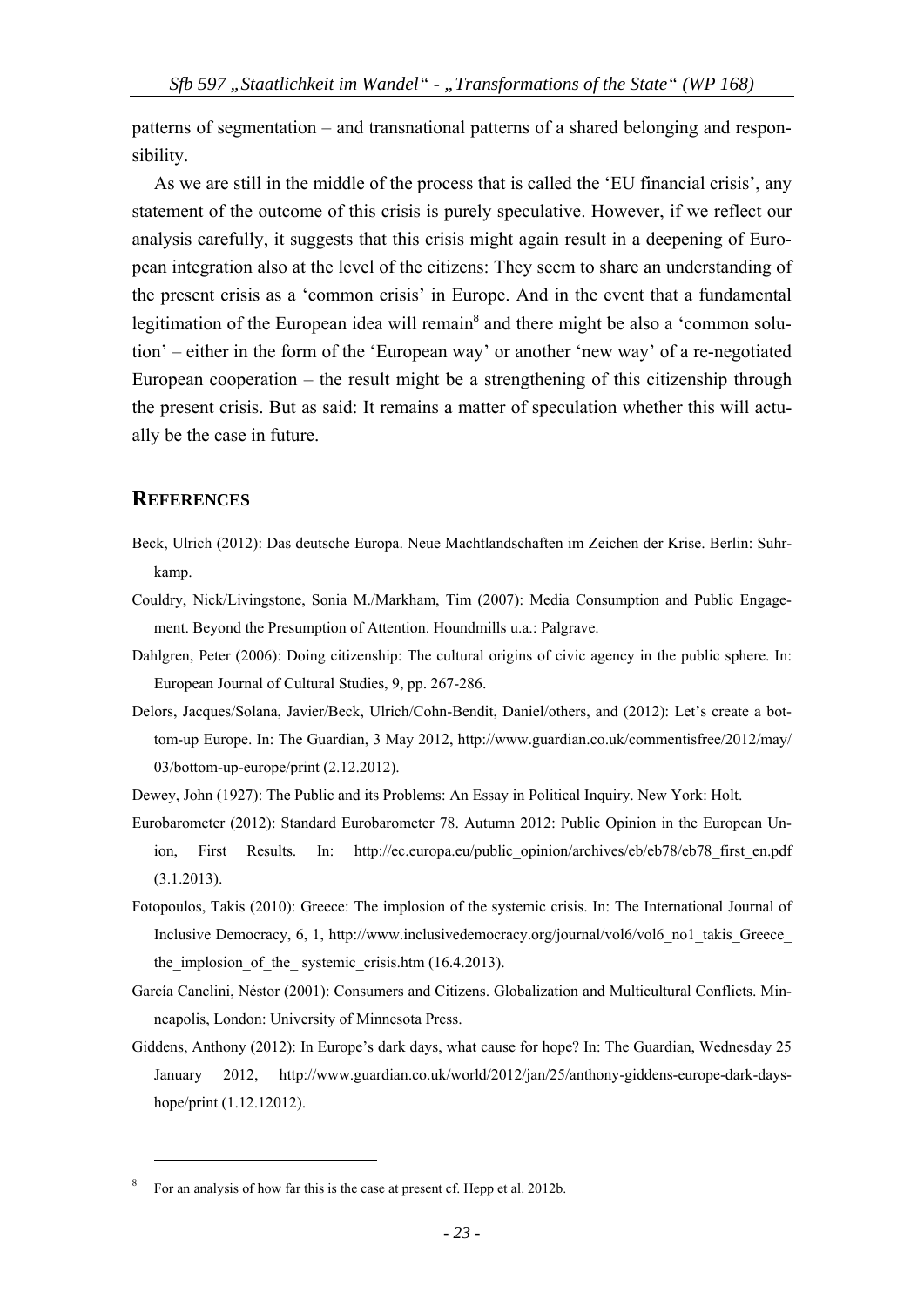patterns of segmentation – and transnational patterns of a shared belonging and responsibility.

As we are still in the middle of the process that is called the 'EU financial crisis', any statement of the outcome of this crisis is purely speculative. However, if we reflect our analysis carefully, it suggests that this crisis might again result in a deepening of European integration also at the level of the citizens: They seem to share an understanding of the present crisis as a 'common crisis' in Europe. And in the event that a fundamental legitimation of the European idea will remain[8] and there might be also a 'common solution' – either in the form of the 'European way' or another 'new way' of a re-negotiated European cooperation – the result might be a strengthening of this citizenship through the present crisis. But as said: It remains a matter of speculation whether this will actually be the case in future.

## REFERENCES

Beck, Ulrich (2012): Das deutsche Europa. Neue Machtlandschaften im Zeichen der Krise. Berlin: Suhrkamp.

Couldry, Nick/Livingstone, Sonia M./Markham, Tim (2007): Media Consumption and Public Engagement. Beyond the Presumption of Attention. Houndmills u.a.: Palgrave.

Dahlgren, Peter (2006): Doing citizenship: The cultural origins of civic agency in the public sphere. In: European Journal of Cultural Studies, 9, pp. 267-286.

Delors, Jacques/Solana, Javier/Beck, Ulrich/Cohn-Bendit, Daniel/others, and (2012): Let's create a bottom-up Europe. In: The Guardian, 3 May 2012, http://www.guardian.co.uk/commentisfree/2012/may/03/bottom-up-europe/print (2.12.2012).

Dewey, John (1927): The Public and its Problems: An Essay in Political Inquiry. New York: Holt.

Eurobarometer (2012): Standard Eurobarometer 78. Autumn 2012: Public Opinion in the European Union, First Results. In: http://ec.europa.eu/public_opinion/archives/eb/eb78/eb78_first_en.pdf (3.1.2013).

Fotopoulos, Takis (2010): Greece: The implosion of the systemic crisis. In: The International Journal of Inclusive Democracy, 6, 1, http://www.inclusivedemocracy.org/journal/vol6/vol6_no1_takis_Greece_the_implosion_of_the_ systemic_crisis.htm (16.4.2013).

García Canclini, Néstor (2001): Consumers and Citizens. Globalization and Multicultural Conflicts. Minneapolis, London: University of Minnesota Press.

Giddens, Anthony (2012): In Europe's dark days, what cause for hope? In: The Guardian, Wednesday 25 January 2012, http://www.guardian.co.uk/world/2012/jan/25/anthony-giddens-europe-dark-days-hope/print (1.12.12012).

[8] For an analysis of how far this is the case at present cf. Hepp et al. 2012b.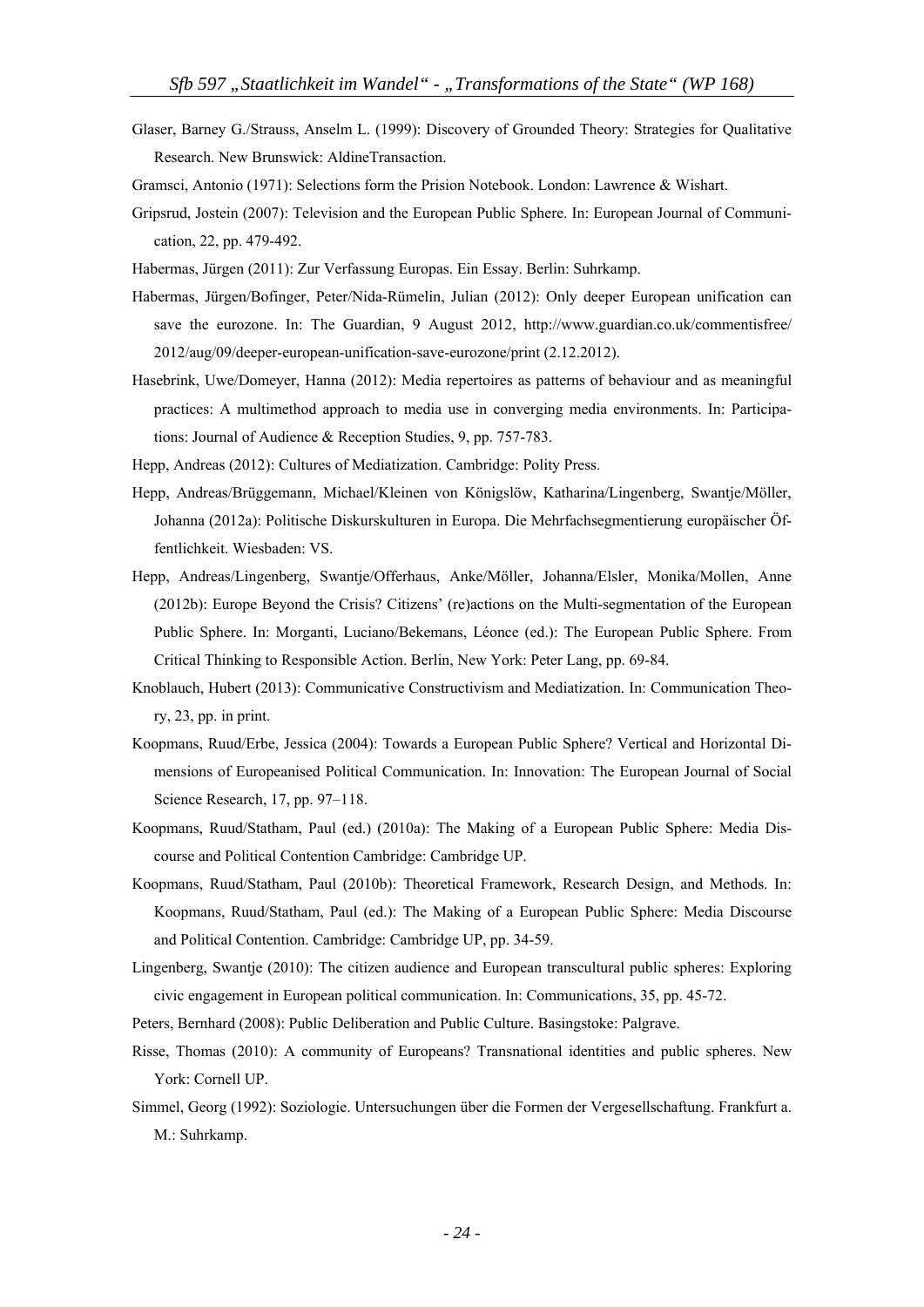Glaser, Barney G./Strauss, Anselm L. (1999): Discovery of Grounded Theory: Strategies for Qualitative Research. New Brunswick: AldineTransaction.

Gramsci, Antonio (1971): Selections form the Prision Notebook. London: Lawrence & Wishart.

Gripsrud, Jostein (2007): Television and the European Public Sphere. In: European Journal of Communication, 22, pp. 479-492.

Habermas, Jürgen (2011): Zur Verfassung Europas. Ein Essay. Berlin: Suhrkamp.

Habermas, Jürgen/Bofinger, Peter/Nida-Rümelin, Julian (2012): Only deeper European unification can save the eurozone. In: The Guardian, 9 August 2012, http://www.guardian.co.uk/commentisfree/2012/aug/09/deeper-european-unification-save-eurozone/print (2.12.2012).

Hasebrink, Uwe/Domeyer, Hanna (2012): Media repertoires as patterns of behaviour and as meaningful practices: A multimethod approach to media use in converging media environments. In: Participations: Journal of Audience & Reception Studies, 9, pp. 757-783.

Hepp, Andreas (2012): Cultures of Mediatization. Cambridge: Polity Press.

Hepp, Andreas/Brüggemann, Michael/Kleinen von Königslöw, Katharina/Lingenberg, Swantje/Möller, Johanna (2012a): Politische Diskurskulturen in Europa. Die Mehrfachsegmentierung europäischer Öffentlichkeit. Wiesbaden: VS.

Hepp, Andreas/Lingenberg, Swantje/Offerhaus, Anke/Möller, Johanna/Elsler, Monika/Mollen, Anne (2012b): Europe Beyond the Crisis? Citizens' (re)actions on the Multi-segmentation of the European Public Sphere. In: Morganti, Luciano/Bekemans, Léonce (ed.): The European Public Sphere. From Critical Thinking to Responsible Action. Berlin, New York: Peter Lang, pp. 69-84.

Knoblauch, Hubert (2013): Communicative Constructivism and Mediatization. In: Communication Theory, 23, pp. in print.

Koopmans, Ruud/Erbe, Jessica (2004): Towards a European Public Sphere? Vertical and Horizontal Dimensions of Europeanised Political Communication. In: Innovation: The European Journal of Social Science Research, 17, pp. 97–118.

Koopmans, Ruud/Statham, Paul (ed.) (2010a): The Making of a European Public Sphere: Media Discourse and Political Contention Cambridge: Cambridge UP.

Koopmans, Ruud/Statham, Paul (2010b): Theoretical Framework, Research Design, and Methods. In: Koopmans, Ruud/Statham, Paul (ed.): The Making of a European Public Sphere: Media Discourse and Political Contention. Cambridge: Cambridge UP, pp. 34-59.

Lingenberg, Swantje (2010): The citizen audience and European transcultural public spheres: Exploring civic engagement in European political communication. In: Communications, 35, pp. 45-72.

Peters, Bernhard (2008): Public Deliberation and Public Culture. Basingstoke: Palgrave.

Risse, Thomas (2010): A community of Europeans? Transnational identities and public spheres. New York: Cornell UP.

Simmel, Georg (1992): Soziologie. Untersuchungen über die Formen der Vergesellschaftung. Frankfurt a. M.: Suhrkamp.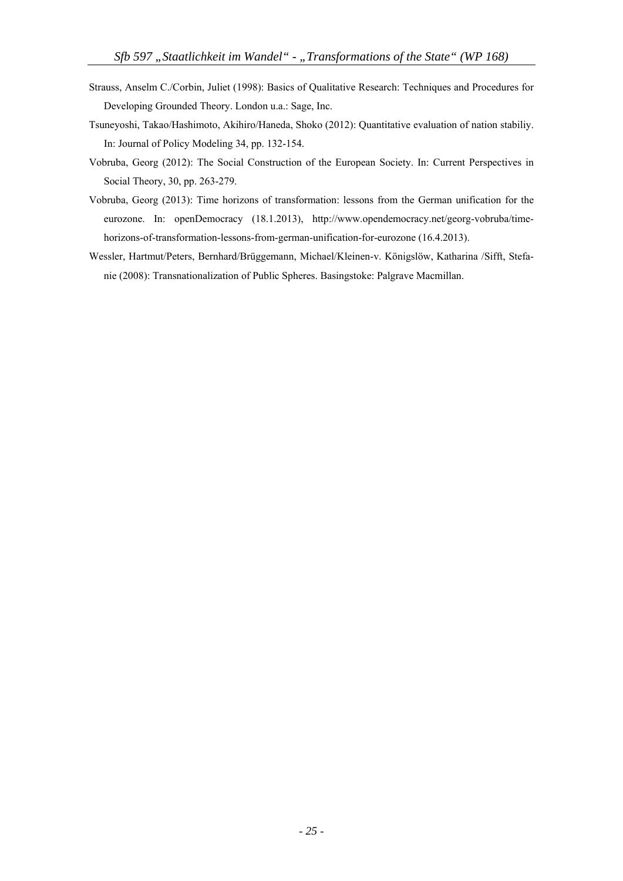Strauss, Anselm C./Corbin, Juliet (1998): Basics of Qualitative Research: Techniques and Procedures for Developing Grounded Theory. London u.a.: Sage, Inc.

Tsuneyoshi, Takao/Hashimoto, Akihiro/Haneda, Shoko (2012): Quantitative evaluation of nation stabiliy. In: Journal of Policy Modeling 34, pp. 132-154.

Vobruba, Georg (2012): The Social Construction of the European Society. In: Current Perspectives in Social Theory, 30, pp. 263-279.

Vobruba, Georg (2013): Time horizons of transformation: lessons from the German unification for the eurozone. In: openDemocracy (18.1.2013), http://www.opendemocracy.net/georg-vobruba/time-horizons-of-transformation-lessons-from-german-unification-for-eurozone (16.4.2013).

Wessler, Hartmut/Peters, Bernhard/Brüggemann, Michael/Kleinen-v. Königslöw, Katharina /Sifft, Stefanie (2008): Transnationalization of Public Spheres. Basingstoke: Palgrave Macmillan.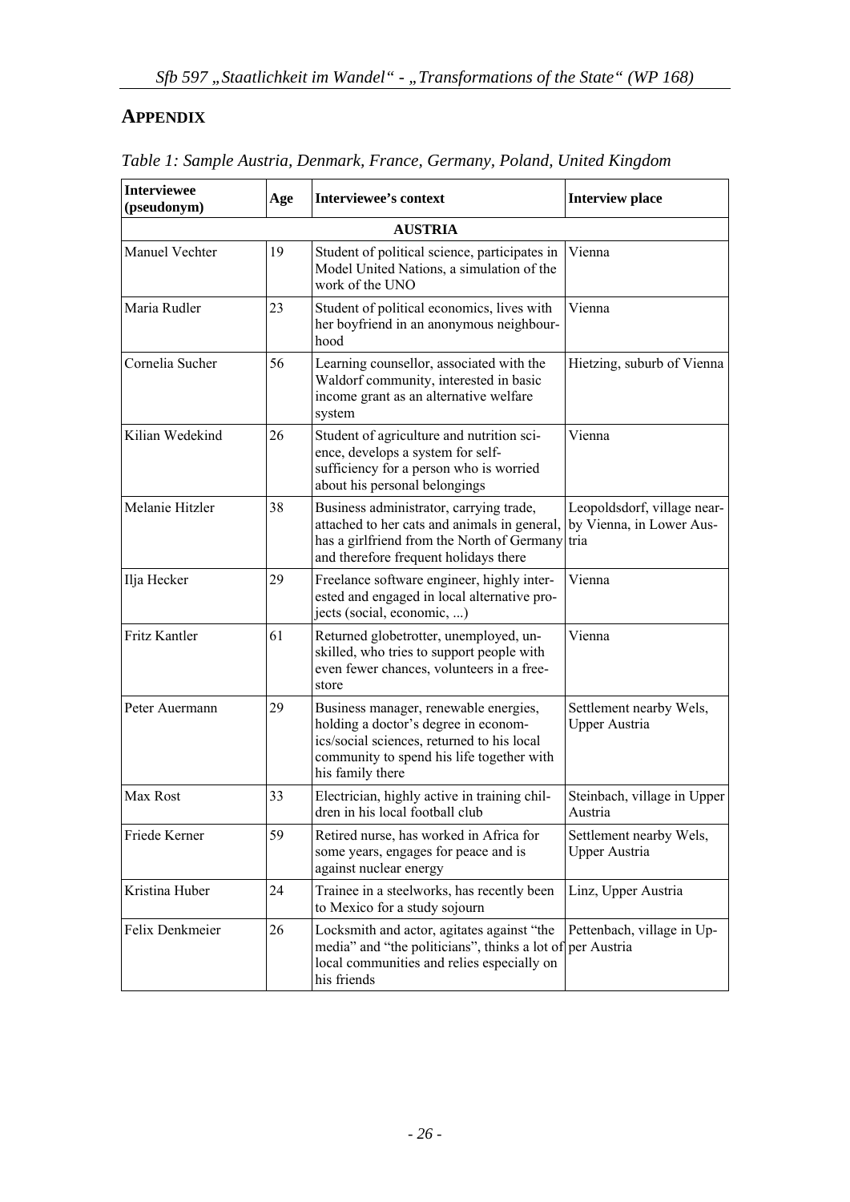## APPENDIX

*Table 1: Sample Austria, Denmark, France, Germany, Poland, United Kingdom*

| Interviewee (pseudonym) | Age | Interviewee's context | Interview place |
|---|---|---|---|
| | | **AUSTRIA** | |
| Manuel Vechter | 19 | Student of political science, participates in Model United Nations, a simulation of the work of the UNO | Vienna |
| Maria Rudler | 23 | Student of political economics, lives with her boyfriend in an anonymous neighbourhood | Vienna |
| Cornelia Sucher | 56 | Learning counsellor, associated with the Waldorf community, interested in basic income grant as an alternative welfare system | Hietzing, suburb of Vienna |
| Kilian Wedekind | 26 | Student of agriculture and nutrition science, develops a system for self-sufficiency for a person who is worried about his personal belongings | Vienna |
| Melanie Hitzler | 38 | Business administrator, carrying trade, attached to her cats and animals in general, has a girlfriend from the North of Germany and therefore frequent holidays there | Leopoldsdorf, village nearby Vienna, in Lower Austria |
| Ilja Hecker | 29 | Freelance software engineer, highly interested and engaged in local alternative projects (social, economic, ...) | Vienna |
| Fritz Kantler | 61 | Returned globetrotter, unemployed, unskilled, who tries to support people with even fewer chances, volunteers in a free-store | Vienna |
| Peter Auermann | 29 | Business manager, renewable energies, holding a doctor's degree in economics/social sciences, returned to his local community to spend his life together with his family there | Settlement nearby Wels, Upper Austria |
| Max Rost | 33 | Electrician, highly active in training children in his local football club | Steinbach, village in Upper Austria |
| Friede Kerner | 59 | Retired nurse, has worked in Africa for some years, engages for peace and is against nuclear energy | Settlement nearby Wels, Upper Austria |
| Kristina Huber | 24 | Trainee in a steelworks, has recently been to Mexico for a study sojourn | Linz, Upper Austria |
| Felix Denkmeier | 26 | Locksmith and actor, agitates against "the media" and "the politicians", thinks a lot of local communities and relies especially on his friends | Pettenbach, village in Upper Austria |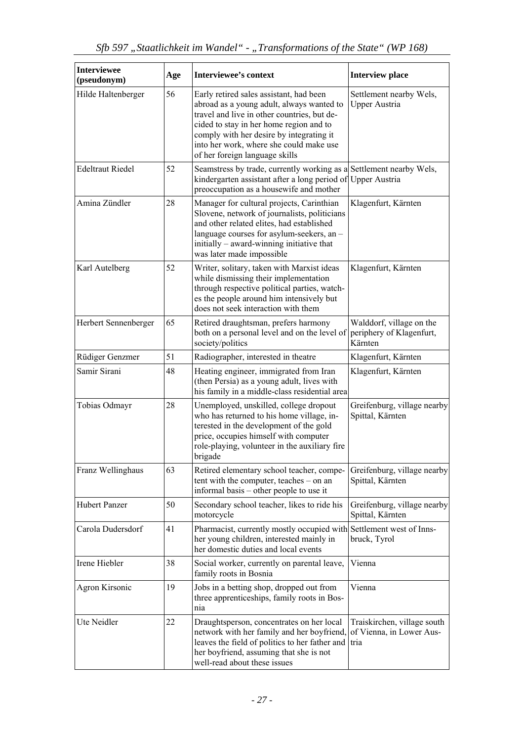| Interviewee (pseudonym) | Age | Interviewee's context | Interview place |
|---|---|---|---|
| Hilde Haltenberger | 56 | Early retired sales assistant, had been abroad as a young adult, always wanted to travel and live in other countries, but decided to stay in her home region and to comply with her desire by integrating it into her work, where she could make use of her foreign language skills | Settlement nearby Wels, Upper Austria |
| Edeltraut Riedel | 52 | Seamstress by trade, currently working as a kindergarten assistant after a long period of preoccupation as a housewife and mother | Settlement nearby Wels, Upper Austria |
| Amina Zündler | 28 | Manager for cultural projects, Carinthian Slovene, network of journalists, politicians and other related elites, had established language courses for asylum-seekers, an – initially – award-winning initiative that was later made impossible | Klagenfurt, Kärnten |
| Karl Autelberg | 52 | Writer, solitary, taken with Marxist ideas while dismissing their implementation through respective political parties, watches the people around him intensively but does not seek interaction with them | Klagenfurt, Kärnten |
| Herbert Sennenberger | 65 | Retired draughtsman, prefers harmony both on a personal level and on the level of society/politics | Walddorf, village on the periphery of Klagenfurt, Kärnten |
| Rüdiger Genzmer | 51 | Radiographer, interested in theatre | Klagenfurt, Kärnten |
| Samir Sirani | 48 | Heating engineer, immigrated from Iran (then Persia) as a young adult, lives with his family in a middle-class residential area | Klagenfurt, Kärnten |
| Tobias Odmayr | 28 | Unemployed, unskilled, college dropout who has returned to his home village, interested in the development of the gold price, occupies himself with computer role-playing, volunteer in the auxiliary fire brigade | Greifenburg, village nearby Spittal, Kärnten |
| Franz Wellinghaus | 63 | Retired elementary school teacher, competent with the computer, teaches – on an informal basis – other people to use it | Greifenburg, village nearby Spittal, Kärnten |
| Hubert Panzer | 50 | Secondary school teacher, likes to ride his motorcycle | Greifenburg, village nearby Spittal, Kärnten |
| Carola Dudersdorf | 41 | Pharmacist, currently mostly occupied with her young children, interested mainly in her domestic duties and local events | Settlement west of Innsbruck, Tyrol |
| Irene Hiebler | 38 | Social worker, currently on parental leave, family roots in Bosnia | Vienna |
| Agron Kirsonic | 19 | Jobs in a betting shop, dropped out from three apprenticeships, family roots in Bosnia | Vienna |
| Ute Neidler | 22 | Draughtsperson, concentrates on her local network with her family and her boyfriend, leaves the field of politics to her father and her boyfriend, assuming that she is not well-read about these issues | Traiskirchen, village south of Vienna, in Lower Austria |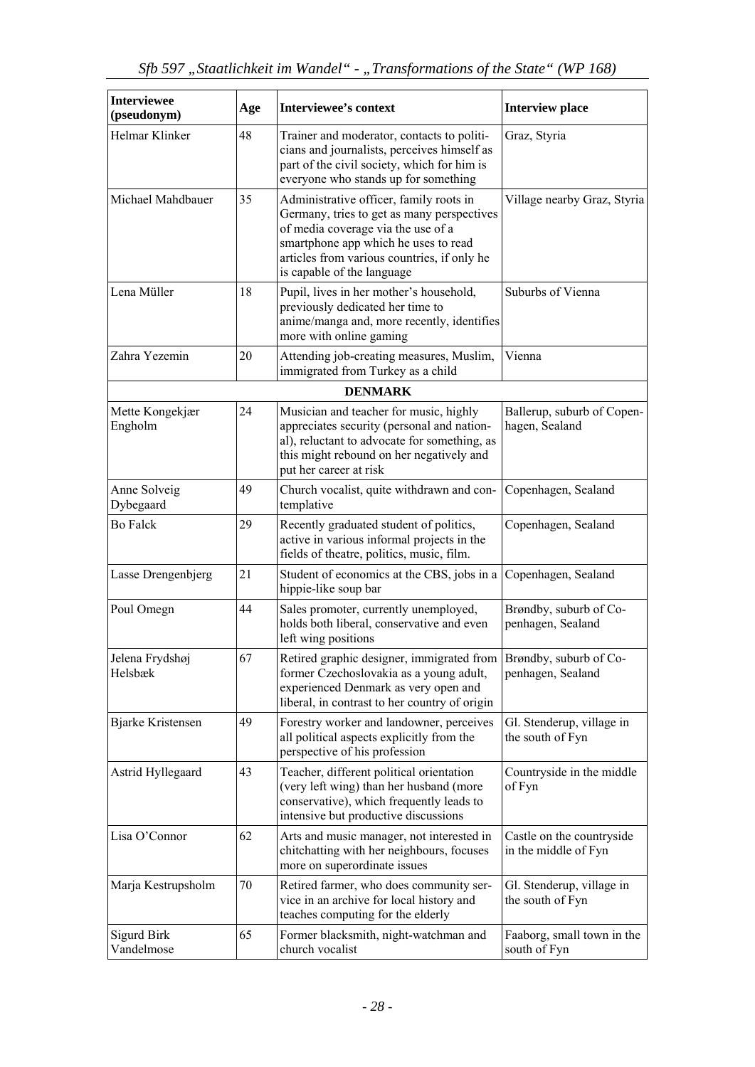| Interviewee (pseudonym) | Age | Interviewee's context | Interview place |
|---|---|---|---|
| Helmar Klinker | 48 | Trainer and moderator, contacts to politicians and journalists, perceives himself as part of the civil society, which for him is everyone who stands up for something | Graz, Styria |
| Michael Mahdbauer | 35 | Administrative officer, family roots in Germany, tries to get as many perspectives of media coverage via the use of a smartphone app which he uses to read articles from various countries, if only he is capable of the language | Village nearby Graz, Styria |
| Lena Müller | 18 | Pupil, lives in her mother's household, previously dedicated her time to anime/manga and, more recently, identifies more with online gaming | Suburbs of Vienna |
| Zahra Yezemin | 20 | Attending job-creating measures, Muslim, immigrated from Turkey as a child | Vienna |
| **DENMARK** | | | |
| Mette Kongekjær Engholm | 24 | Musician and teacher for music, highly appreciates security (personal and national), reluctant to advocate for something, as this might rebound on her negatively and put her career at risk | Ballerup, suburb of Copenhagen, Sealand |
| Anne Solveig Dybegaard | 49 | Church vocalist, quite withdrawn and contemplative | Copenhagen, Sealand |
| Bo Falck | 29 | Recently graduated student of politics, active in various informal projects in the fields of theatre, politics, music, film. | Copenhagen, Sealand |
| Lasse Drengenbjerg | 21 | Student of economics at the CBS, jobs in a hippie-like soup bar | Copenhagen, Sealand |
| Poul Omegn | 44 | Sales promoter, currently unemployed, holds both liberal, conservative and even left wing positions | Brøndby, suburb of Copenhagen, Sealand |
| Jelena Frydshøj Helsbæk | 67 | Retired graphic designer, immigrated from former Czechoslovakia as a young adult, experienced Denmark as very open and liberal, in contrast to her country of origin | Brøndby, suburb of Copenhagen, Sealand |
| Bjarke Kristensen | 49 | Forestry worker and landowner, perceives all political aspects explicitly from the perspective of his profession | Gl. Stenderup, village in the south of Fyn |
| Astrid Hyllegaard | 43 | Teacher, different political orientation (very left wing) than her husband (more conservative), which frequently leads to intensive but productive discussions | Countryside in the middle of Fyn |
| Lisa O'Connor | 62 | Arts and music manager, not interested in chitchatting with her neighbours, focuses more on superordinate issues | Castle on the countryside in the middle of Fyn |
| Marja Kestrupsholm | 70 | Retired farmer, who does community service in an archive for local history and teaches computing for the elderly | Gl. Stenderup, village in the south of Fyn |
| Sigurd Birk Vandelmose | 65 | Former blacksmith, night-watchman and church vocalist | Faaborg, small town in the south of Fyn |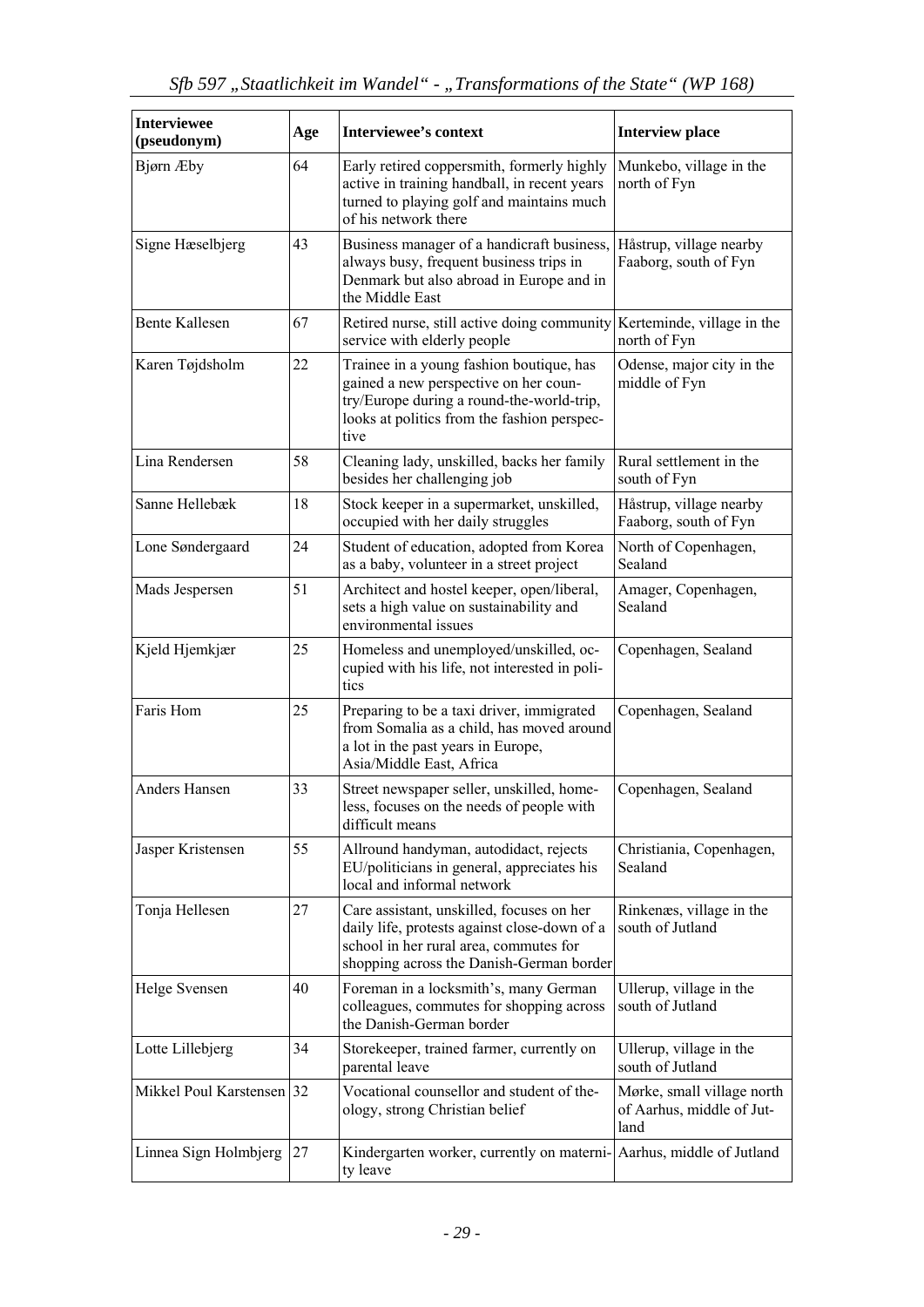| Interviewee (pseudonym) | Age | Interviewee's context | Interview place |
|---|---|---|---|
| Bjørn Æby | 64 | Early retired coppersmith, formerly highly active in training handball, in recent years turned to playing golf and maintains much of his network there | Munkebo, village in the north of Fyn |
| Signe Hæselbjerg | 43 | Business manager of a handicraft business, always busy, frequent business trips in Denmark but also abroad in Europe and in the Middle East | Håstrup, village nearby Faaborg, south of Fyn |
| Bente Kallesen | 67 | Retired nurse, still active doing community service with elderly people | Kerteminde, village in the north of Fyn |
| Karen Tøjdsholm | 22 | Trainee in a young fashion boutique, has gained a new perspective on her country/Europe during a round-the-world-trip, looks at politics from the fashion perspective | Odense, major city in the middle of Fyn |
| Lina Rendersen | 58 | Cleaning lady, unskilled, backs her family besides her challenging job | Rural settlement in the south of Fyn |
| Sanne Hellebæk | 18 | Stock keeper in a supermarket, unskilled, occupied with her daily struggles | Håstrup, village nearby Faaborg, south of Fyn |
| Lone Søndergaard | 24 | Student of education, adopted from Korea as a baby, volunteer in a street project | North of Copenhagen, Sealand |
| Mads Jespersen | 51 | Architect and hostel keeper, open/liberal, sets a high value on sustainability and environmental issues | Amager, Copenhagen, Sealand |
| Kjeld Hjemkjær | 25 | Homeless and unemployed/unskilled, occupied with his life, not interested in politics | Copenhagen, Sealand |
| Faris Hom | 25 | Preparing to be a taxi driver, immigrated from Somalia as a child, has moved around a lot in the past years in Europe, Asia/Middle East, Africa | Copenhagen, Sealand |
| Anders Hansen | 33 | Street newspaper seller, unskilled, homeless, focuses on the needs of people with difficult means | Copenhagen, Sealand |
| Jasper Kristensen | 55 | Allround handyman, autodidact, rejects EU/politicians in general, appreciates his local and informal network | Christiania, Copenhagen, Sealand |
| Tonja Hellesen | 27 | Care assistant, unskilled, focuses on her daily life, protests against close-down of a school in her rural area, commutes for shopping across the Danish-German border | Rinkenæs, village in the south of Jutland |
| Helge Svensen | 40 | Foreman in a locksmith's, many German colleagues, commutes for shopping across the Danish-German border | Ullerup, village in the south of Jutland |
| Lotte Lillebjerg | 34 | Storekeeper, trained farmer, currently on parental leave | Ullerup, village in the south of Jutland |
| Mikkel Poul Karstensen | 32 | Vocational counsellor and student of theology, strong Christian belief | Mørke, small village north of Aarhus, middle of Jutland |
| Linnea Sign Holmbjerg | 27 | Kindergarten worker, currently on maternity leave | Aarhus, middle of Jutland |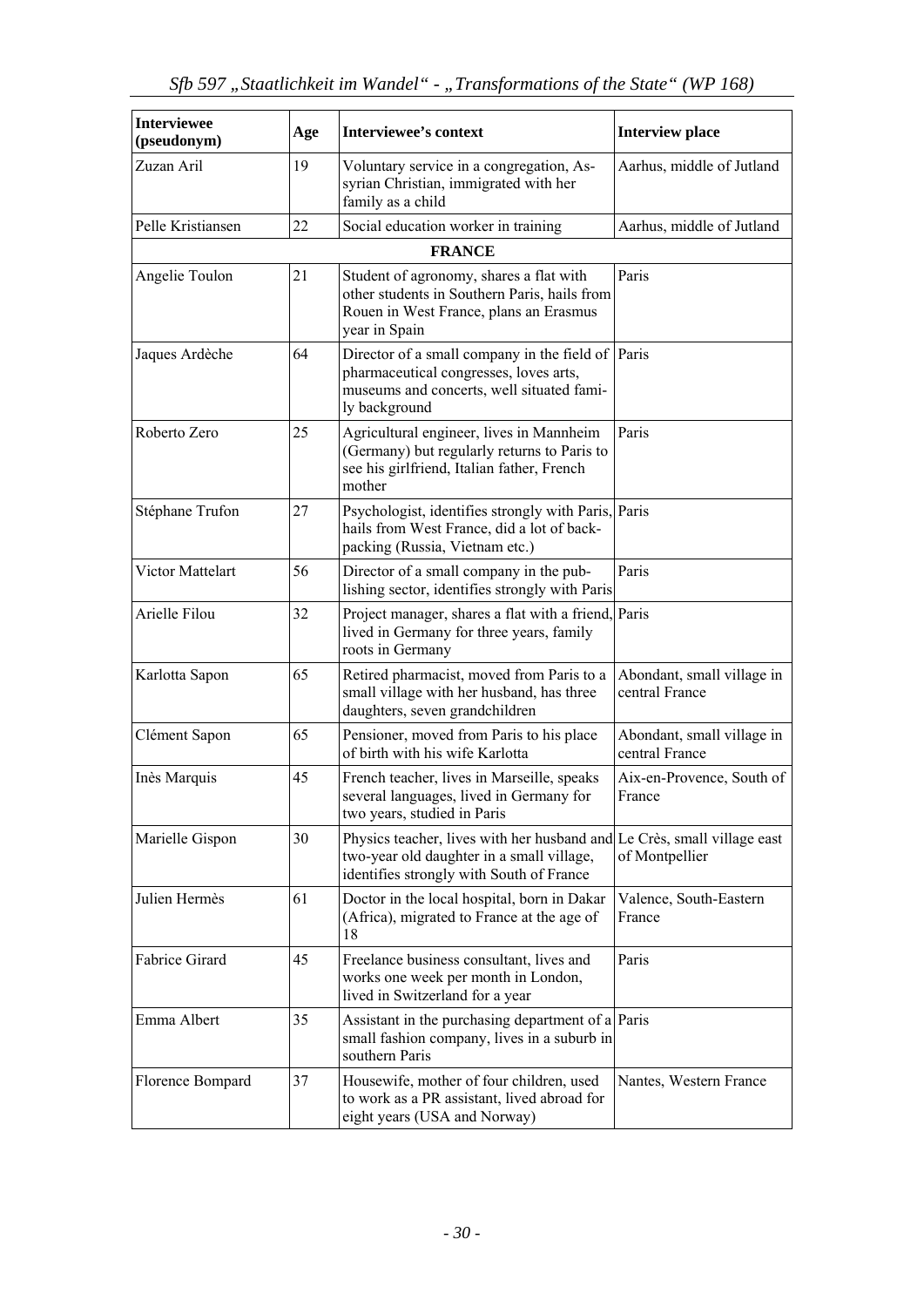| Interviewee (pseudonym) | Age | Interviewee's context | Interview place |
|---|---|---|---|
| Zuzan Aril | 19 | Voluntary service in a congregation, Assyrian Christian, immigrated with her family as a child | Aarhus, middle of Jutland |
| Pelle Kristiansen | 22 | Social education worker in training | Aarhus, middle of Jutland |
| **FRANCE** | | | |
| Angelie Toulon | 21 | Student of agronomy, shares a flat with other students in Southern Paris, hails from Rouen in West France, plans an Erasmus year in Spain | Paris |
| Jaques Ardèche | 64 | Director of a small company in the field of pharmaceutical congresses, loves arts, museums and concerts, well situated family background | Paris |
| Roberto Zero | 25 | Agricultural engineer, lives in Mannheim (Germany) but regularly returns to Paris to see his girlfriend, Italian father, French mother | Paris |
| Stéphane Trufon | 27 | Psychologist, identifies strongly with Paris, hails from West France, did a lot of backpacking (Russia, Vietnam etc.) | Paris |
| Victor Mattelart | 56 | Director of a small company in the publishing sector, identifies strongly with Paris | Paris |
| Arielle Filou | 32 | Project manager, shares a flat with a friend, lived in Germany for three years, family roots in Germany | Paris |
| Karlotta Sapon | 65 | Retired pharmacist, moved from Paris to a small village with her husband, has three daughters, seven grandchildren | Abondant, small village in central France |
| Clément Sapon | 65 | Pensioner, moved from Paris to his place of birth with his wife Karlotta | Abondant, small village in central France |
| Inès Marquis | 45 | French teacher, lives in Marseille, speaks several languages, lived in Germany for two years, studied in Paris | Aix-en-Provence, South of France |
| Marielle Gispon | 30 | Physics teacher, lives with her husband and two-year old daughter in a small village, identifies strongly with South of France | Le Crès, small village east of Montpellier |
| Julien Hermès | 61 | Doctor in the local hospital, born in Dakar (Africa), migrated to France at the age of 18 | Valence, South-Eastern France |
| Fabrice Girard | 45 | Freelance business consultant, lives and works one week per month in London, lived in Switzerland for a year | Paris |
| Emma Albert | 35 | Assistant in the purchasing department of a small fashion company, lives in a suburb in southern Paris | Paris |
| Florence Bompard | 37 | Housewife, mother of four children, used to work as a PR assistant, lived abroad for eight years (USA and Norway) | Nantes, Western France |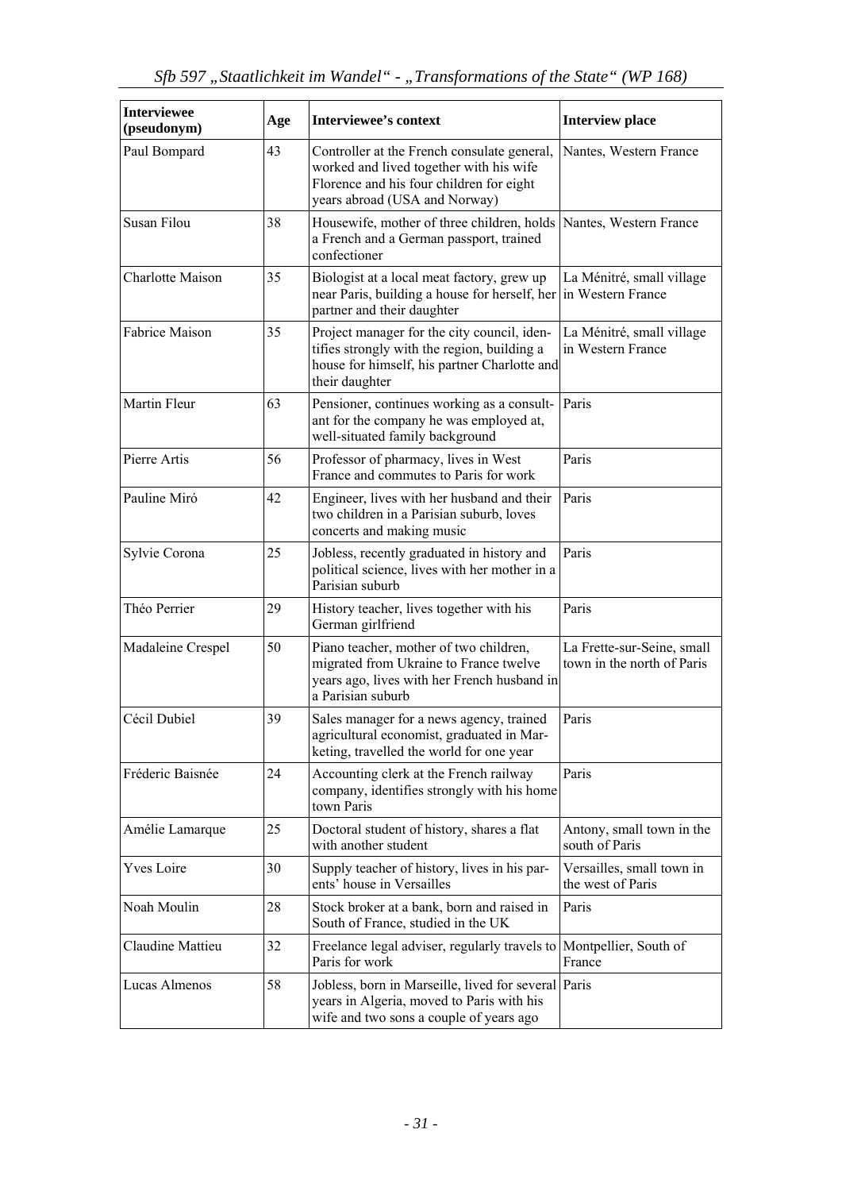| Interviewee (pseudonym) | Age | Interviewee's context | Interview place |
|---|---|---|---|
| Paul Bompard | 43 | Controller at the French consulate general, worked and lived together with his wife Florence and his four children for eight years abroad (USA and Norway) | Nantes, Western France |
| Susan Filou | 38 | Housewife, mother of three children, holds a French and a German passport, trained confectioner | Nantes, Western France |
| Charlotte Maison | 35 | Biologist at a local meat factory, grew up near Paris, building a house for herself, her partner and their daughter | La Ménitré, small village in Western France |
| Fabrice Maison | 35 | Project manager for the city council, identifies strongly with the region, building a house for himself, his partner Charlotte and their daughter | La Ménitré, small village in Western France |
| Martin Fleur | 63 | Pensioner, continues working as a consultant for the company he was employed at, well-situated family background | Paris |
| Pierre Artis | 56 | Professor of pharmacy, lives in West France and commutes to Paris for work | Paris |
| Pauline Miró | 42 | Engineer, lives with her husband and their two children in a Parisian suburb, loves concerts and making music | Paris |
| Sylvie Corona | 25 | Jobless, recently graduated in history and political science, lives with her mother in a Parisian suburb | Paris |
| Théo Perrier | 29 | History teacher, lives together with his German girlfriend | Paris |
| Madaleine Crespel | 50 | Piano teacher, mother of two children, migrated from Ukraine to France twelve years ago, lives with her French husband in a Parisian suburb | La Frette-sur-Seine, small town in the north of Paris |
| Cécil Dubiel | 39 | Sales manager for a news agency, trained agricultural economist, graduated in Marketing, travelled the world for one year | Paris |
| Fréderic Baisnée | 24 | Accounting clerk at the French railway company, identifies strongly with his home town Paris | Paris |
| Amélie Lamarque | 25 | Doctoral student of history, shares a flat with another student | Antony, small town in the south of Paris |
| Yves Loire | 30 | Supply teacher of history, lives in his parents' house in Versailles | Versailles, small town in the west of Paris |
| Noah Moulin | 28 | Stock broker at a bank, born and raised in South of France, studied in the UK | Paris |
| Claudine Mattieu | 32 | Freelance legal adviser, regularly travels to Paris for work | Montpellier, South of France |
| Lucas Almenos | 58 | Jobless, born in Marseille, lived for several years in Algeria, moved to Paris with his wife and two sons a couple of years ago | Paris |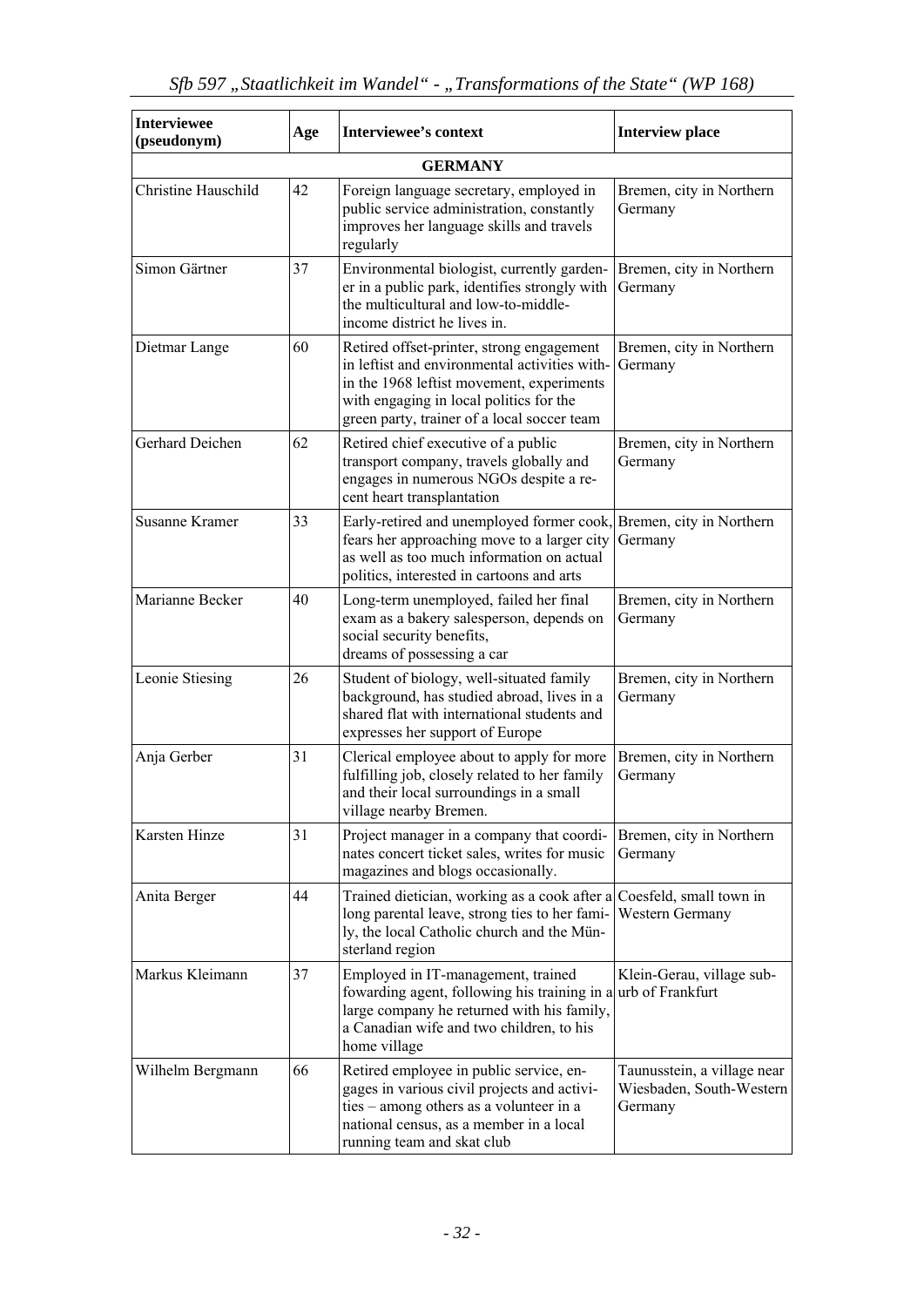| Interviewee (pseudonym) | Age | Interviewee's context | Interview place |
|---|---|---|---|
| **GERMANY** | | | |
| Christine Hauschild | 42 | Foreign language secretary, employed in public service administration, constantly improves her language skills and travels regularly | Bremen, city in Northern Germany |
| Simon Gärtner | 37 | Environmental biologist, currently gardener in a public park, identifies strongly with the multicultural and low-to-middle-income district he lives in. | Bremen, city in Northern Germany |
| Dietmar Lange | 60 | Retired offset-printer, strong engagement in leftist and environmental activities within the 1968 leftist movement, experiments with engaging in local politics for the green party, trainer of a local soccer team | Bremen, city in Northern Germany |
| Gerhard Deichen | 62 | Retired chief executive of a public transport company, travels globally and engages in numerous NGOs despite a recent heart transplantation | Bremen, city in Northern Germany |
| Susanne Kramer | 33 | Early-retired and unemployed former cook, fears her approaching move to a larger city as well as too much information on actual politics, interested in cartoons and arts | Bremen, city in Northern Germany |
| Marianne Becker | 40 | Long-term unemployed, failed her final exam as a bakery salesperson, depends on social security benefits, dreams of possessing a car | Bremen, city in Northern Germany |
| Leonie Stiesing | 26 | Student of biology, well-situated family background, has studied abroad, lives in a shared flat with international students and expresses her support of Europe | Bremen, city in Northern Germany |
| Anja Gerber | 31 | Clerical employee about to apply for more fulfilling job, closely related to her family and their local surroundings in a small village nearby Bremen. | Bremen, city in Northern Germany |
| Karsten Hinze | 31 | Project manager in a company that coordinates concert ticket sales, writes for music magazines and blogs occasionally. | Bremen, city in Northern Germany |
| Anita Berger | 44 | Trained dietician, working as a cook after a long parental leave, strong ties to her family, the local Catholic church and the Münsterland region | Coesfeld, small town in Western Germany |
| Markus Kleimann | 37 | Employed in IT-management, trained fowarding agent, following his training in a large company he returned with his family, a Canadian wife and two children, to his home village | Klein-Gerau, village suburb of Frankfurt |
| Wilhelm Bergmann | 66 | Retired employee in public service, engages in various civil projects and activities – among others as a volunteer in a national census, as a member in a local running team and skat club | Taunusstein, a village near Wiesbaden, South-Western Germany |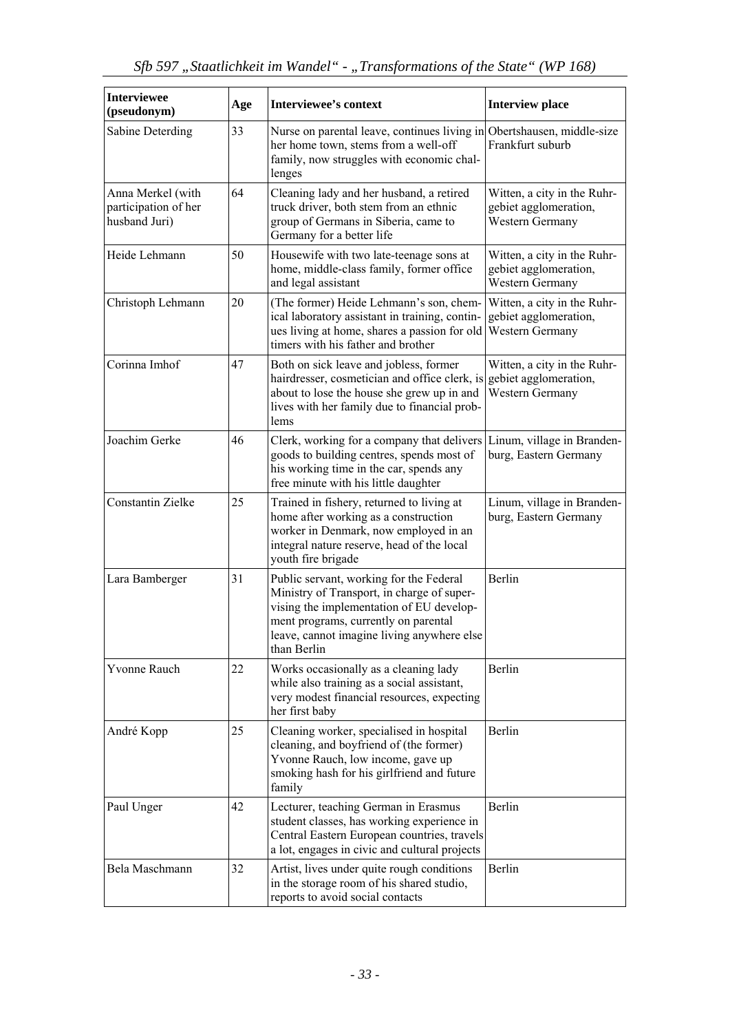| Interviewee (pseudonym) | Age | Interviewee's context | Interview place |
|---|---|---|---|
| Sabine Deterding | 33 | Nurse on parental leave, continues living in her home town, stems from a well-off family, now struggles with economic challenges | Obertshausen, middle-size Frankfurt suburb |
| Anna Merkel (with participation of her husband Juri) | 64 | Cleaning lady and her husband, a retired truck driver, both stem from an ethnic group of Germans in Siberia, came to Germany for a better life | Witten, a city in the Ruhrgebiet agglomeration, Western Germany |
| Heide Lehmann | 50 | Housewife with two late-teenage sons at home, middle-class family, former office and legal assistant | Witten, a city in the Ruhrgebiet agglomeration, Western Germany |
| Christoph Lehmann | 20 | (The former) Heide Lehmann's son, chemical laboratory assistant in training, continues living at home, shares a passion for old timers with his father and brother | Witten, a city in the Ruhrgebiet agglomeration, Western Germany |
| Corinna Imhof | 47 | Both on sick leave and jobless, former hairdresser, cosmetician and office clerk, is about to lose the house she grew up in and lives with her family due to financial problems | Witten, a city in the Ruhrgebiet agglomeration, Western Germany |
| Joachim Gerke | 46 | Clerk, working for a company that delivers goods to building centres, spends most of his working time in the car, spends any free minute with his little daughter | Linum, village in Brandenburg, Eastern Germany |
| Constantin Zielke | 25 | Trained in fishery, returned to living at home after working as a construction worker in Denmark, now employed in an integral nature reserve, head of the local youth fire brigade | Linum, village in Brandenburg, Eastern Germany |
| Lara Bamberger | 31 | Public servant, working for the Federal Ministry of Transport, in charge of supervising the implementation of EU development programs, currently on parental leave, cannot imagine living anywhere else than Berlin | Berlin |
| Yvonne Rauch | 22 | Works occasionally as a cleaning lady while also training as a social assistant, very modest financial resources, expecting her first baby | Berlin |
| André Kopp | 25 | Cleaning worker, specialised in hospital cleaning, and boyfriend of (the former) Yvonne Rauch, low income, gave up smoking hash for his girlfriend and future family | Berlin |
| Paul Unger | 42 | Lecturer, teaching German in Erasmus student classes, has working experience in Central Eastern European countries, travels a lot, engages in civic and cultural projects | Berlin |
| Bela Maschmann | 32 | Artist, lives under quite rough conditions in the storage room of his shared studio, reports to avoid social contacts | Berlin |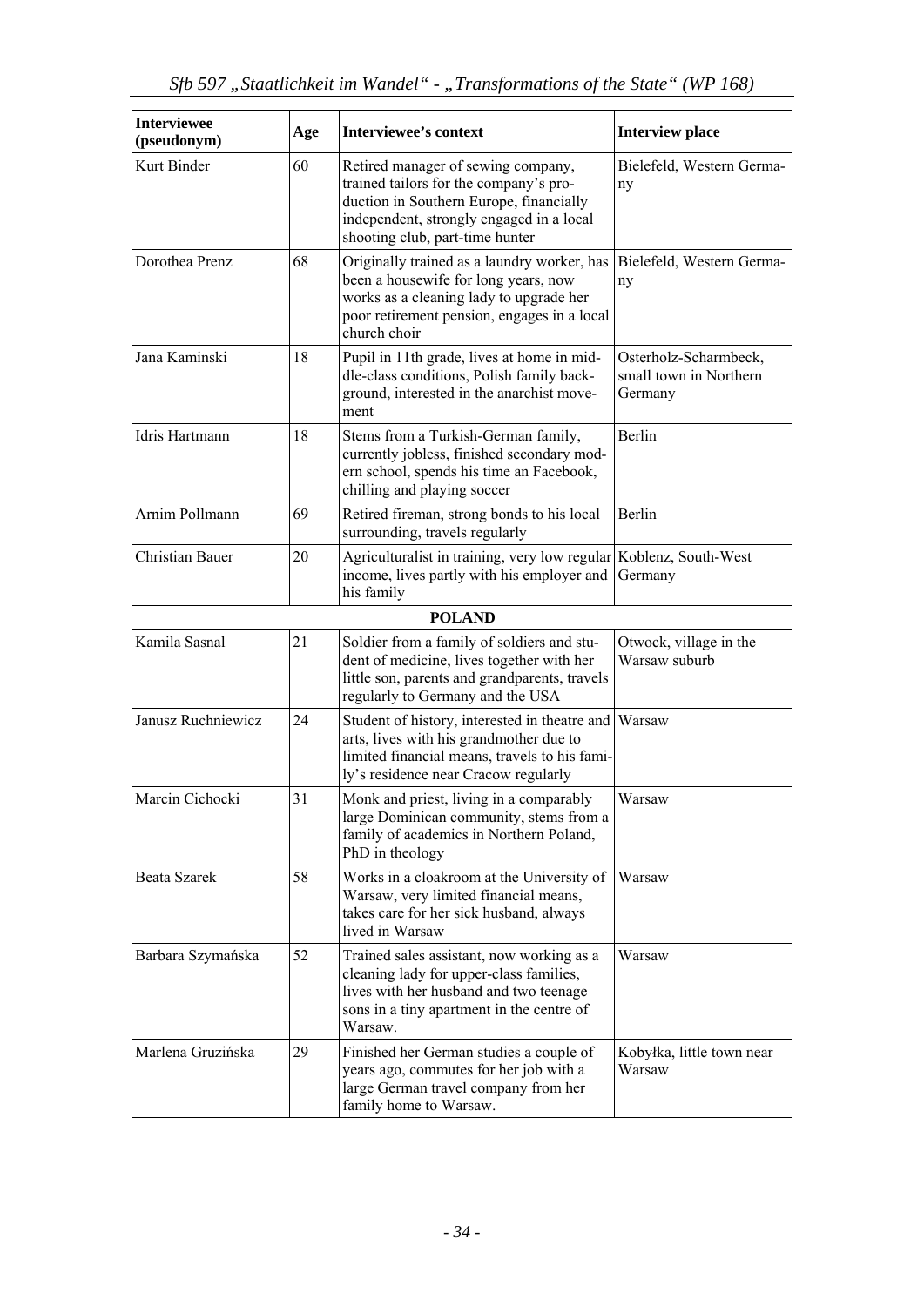| Interviewee (pseudonym) | Age | Interviewee's context | Interview place |
|---|---|---|---|
| Kurt Binder | 60 | Retired manager of sewing company, trained tailors for the company's production in Southern Europe, financially independent, strongly engaged in a local shooting club, part-time hunter | Bielefeld, Western Germany |
| Dorothea Prenz | 68 | Originally trained as a laundry worker, has been a housewife for long years, now works as a cleaning lady to upgrade her poor retirement pension, engages in a local church choir | Bielefeld, Western Germany |
| Jana Kaminski | 18 | Pupil in 11th grade, lives at home in middle-class conditions, Polish family background, interested in the anarchist movement | Osterholz-Scharmbeck, small town in Northern Germany |
| Idris Hartmann | 18 | Stems from a Turkish-German family, currently jobless, finished secondary modern school, spends his time an Facebook, chilling and playing soccer | Berlin |
| Arnim Pollmann | 69 | Retired fireman, strong bonds to his local surrounding, travels regularly | Berlin |
| Christian Bauer | 20 | Agriculturalist in training, very low regular income, lives partly with his employer and his family | Koblenz, South-West Germany |
| **POLAND** | | | |
| Kamila Sasnal | 21 | Soldier from a family of soldiers and student of medicine, lives together with her little son, parents and grandparents, travels regularly to Germany and the USA | Otwock, village in the Warsaw suburb |
| Janusz Ruchniewicz | 24 | Student of history, interested in theatre and arts, lives with his grandmother due to limited financial means, travels to his family's residence near Cracow regularly | Warsaw |
| Marcin Cichocki | 31 | Monk and priest, living in a comparably large Dominican community, stems from a family of academics in Northern Poland, PhD in theology | Warsaw |
| Beata Szarek | 58 | Works in a cloakroom at the University of Warsaw, very limited financial means, takes care for her sick husband, always lived in Warsaw | Warsaw |
| Barbara Szymańska | 52 | Trained sales assistant, now working as a cleaning lady for upper-class families, lives with her husband and two teenage sons in a tiny apartment in the centre of Warsaw. | Warsaw |
| Marlena Gruzińska | 29 | Finished her German studies a couple of years ago, commutes for her job with a large German travel company from her family home to Warsaw. | Kobyłka, little town near Warsaw |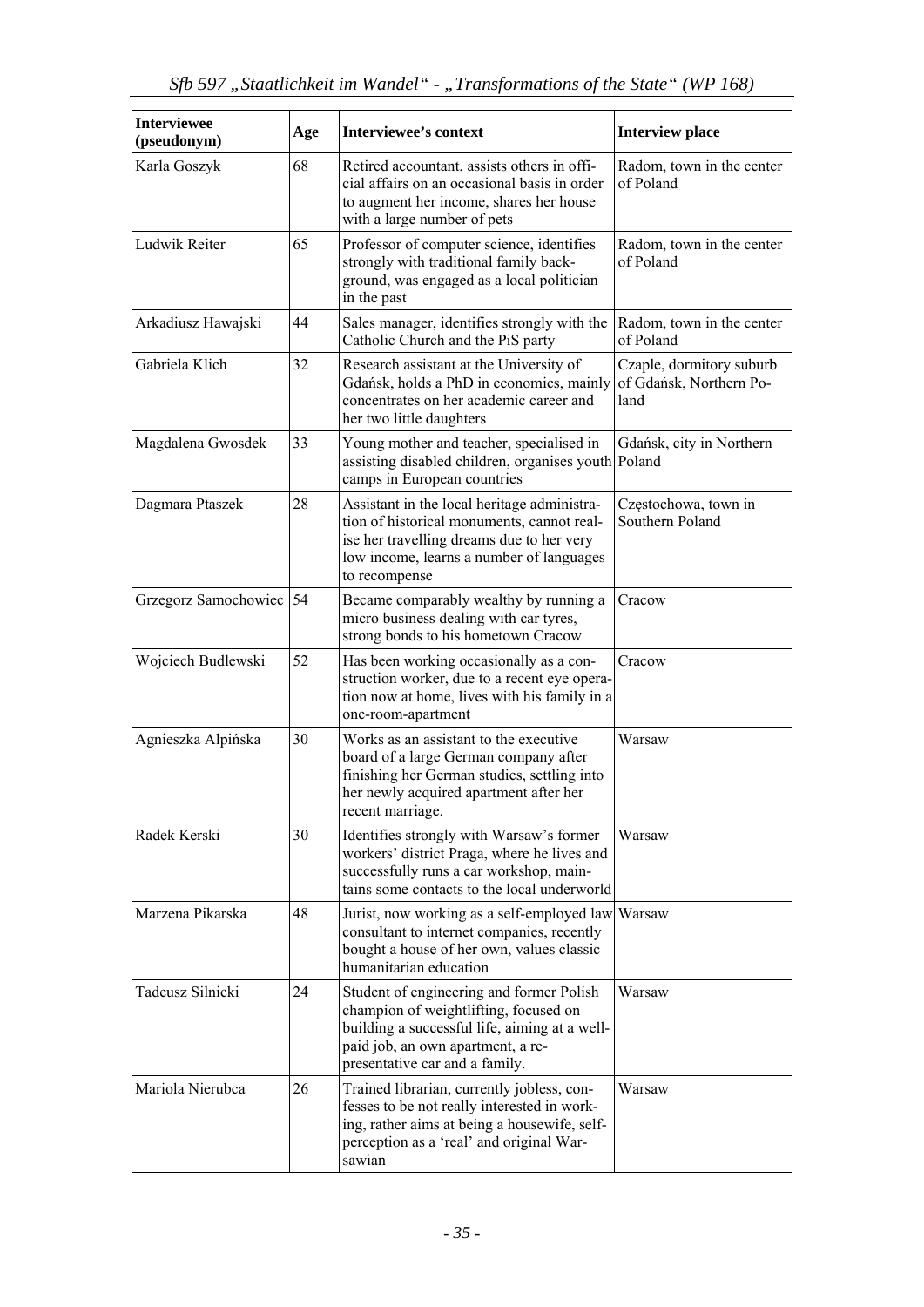| Interviewee (pseudonym) | Age | Interviewee's context | Interview place |
|---|---|---|---|
| Karla Goszyk | 68 | Retired accountant, assists others in official affairs on an occasional basis in order to augment her income, shares her house with a large number of pets | Radom, town in the center of Poland |
| Ludwik Reiter | 65 | Professor of computer science, identifies strongly with traditional family background, was engaged as a local politician in the past | Radom, town in the center of Poland |
| Arkadiusz Hawajski | 44 | Sales manager, identifies strongly with the Catholic Church and the PiS party | Radom, town in the center of Poland |
| Gabriela Klich | 32 | Research assistant at the University of Gdańsk, holds a PhD in economics, mainly concentrates on her academic career and her two little daughters | Czaple, dormitory suburb of Gdańsk, Northern Poland |
| Magdalena Gwosdek | 33 | Young mother and teacher, specialised in assisting disabled children, organises youth camps in European countries | Gdańsk, city in Northern Poland |
| Dagmara Ptaszek | 28 | Assistant in the local heritage administration of historical monuments, cannot realise her travelling dreams due to her very low income, learns a number of languages to recompense | Częstochowa, town in Southern Poland |
| Grzegorz Samochowiec | 54 | Became comparably wealthy by running a micro business dealing with car tyres, strong bonds to his hometown Cracow | Cracow |
| Wojciech Budlewski | 52 | Has been working occasionally as a construction worker, due to a recent eye operation now at home, lives with his family in a one-room-apartment | Cracow |
| Agnieszka Alpińska | 30 | Works as an assistant to the executive board of a large German company after finishing her German studies, settling into her newly acquired apartment after her recent marriage. | Warsaw |
| Radek Kerski | 30 | Identifies strongly with Warsaw's former workers' district Praga, where he lives and successfully runs a car workshop, maintains some contacts to the local underworld | Warsaw |
| Marzena Pikarska | 48 | Jurist, now working as a self-employed law consultant to internet companies, recently bought a house of her own, values classic humanitarian education | Warsaw |
| Tadeusz Silnicki | 24 | Student of engineering and former Polish champion of weightlifting, focused on building a successful life, aiming at a well-paid job, an own apartment, a representative car and a family. | Warsaw |
| Mariola Nierubca | 26 | Trained librarian, currently jobless, confesses to be not really interested in working, rather aims at being a housewife, self-perception as a 'real' and original Warsawian | Warsaw |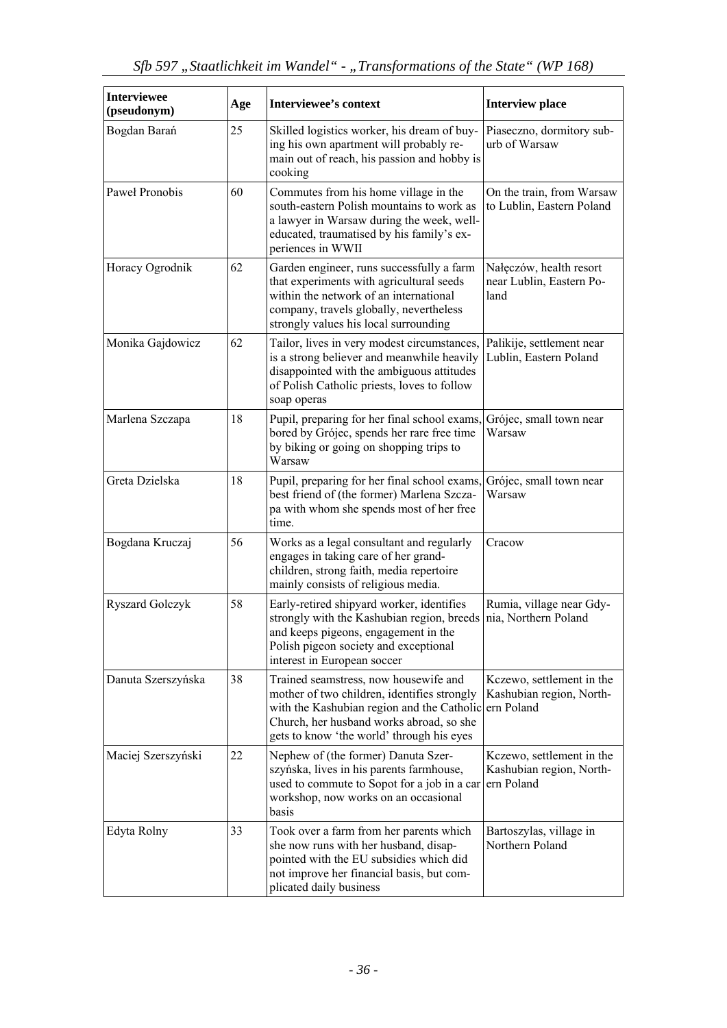| Interviewee (pseudonym) | Age | Interviewee's context | Interview place |
|---|---|---|---|
| Bogdan Barań | 25 | Skilled logistics worker, his dream of buying his own apartment will probably remain out of reach, his passion and hobby is cooking | Piaseczno, dormitory suburb of Warsaw |
| Paweł Pronobis | 60 | Commutes from his home village in the south-eastern Polish mountains to work as a lawyer in Warsaw during the week, well-educated, traumatised by his family's experiences in WWII | On the train, from Warsaw to Lublin, Eastern Poland |
| Horacy Ogrodnik | 62 | Garden engineer, runs successfully a farm that experiments with agricultural seeds within the network of an international company, travels globally, nevertheless strongly values his local surrounding | Nałęczów, health resort near Lublin, Eastern Poland |
| Monika Gajdowicz | 62 | Tailor, lives in very modest circumstances, is a strong believer and meanwhile heavily disappointed with the ambiguous attitudes of Polish Catholic priests, loves to follow soap operas | Palikije, settlement near Lublin, Eastern Poland |
| Marlena Szczapa | 18 | Pupil, preparing for her final school exams, bored by Grójec, spends her rare free time by biking or going on shopping trips to Warsaw | Grójec, small town near Warsaw |
| Greta Dzielska | 18 | Pupil, preparing for her final school exams, best friend of (the former) Marlena Szczapa with whom she spends most of her free time. | Grójec, small town near Warsaw |
| Bogdana Kruczaj | 56 | Works as a legal consultant and regularly engages in taking care of her grandchildren, strong faith, media repertoire mainly consists of religious media. | Cracow |
| Ryszard Golczyk | 58 | Early-retired shipyard worker, identifies strongly with the Kashubian region, breeds and keeps pigeons, engagement in the Polish pigeon society and exceptional interest in European soccer | Rumia, village near Gdynia, Northern Poland |
| Danuta Szerszyńska | 38 | Trained seamstress, now housewife and mother of two children, identifies strongly with the Kashubian region and the Catholic Church, her husband works abroad, so she gets to know 'the world' through his eyes | Kczewo, settlement in the Kashubian region, Northern Poland |
| Maciej Szerszyński | 22 | Nephew of (the former) Danuta Szerszyńska, lives in his parents farmhouse, used to commute to Sopot for a job in a car workshop, now works on an occasional basis | Kczewo, settlement in the Kashubian region, Northern Poland |
| Edyta Rolny | 33 | Took over a farm from her parents which she now runs with her husband, disappointed with the EU subsidies which did not improve her financial basis, but complicated daily business | Bartoszylas, village in Northern Poland |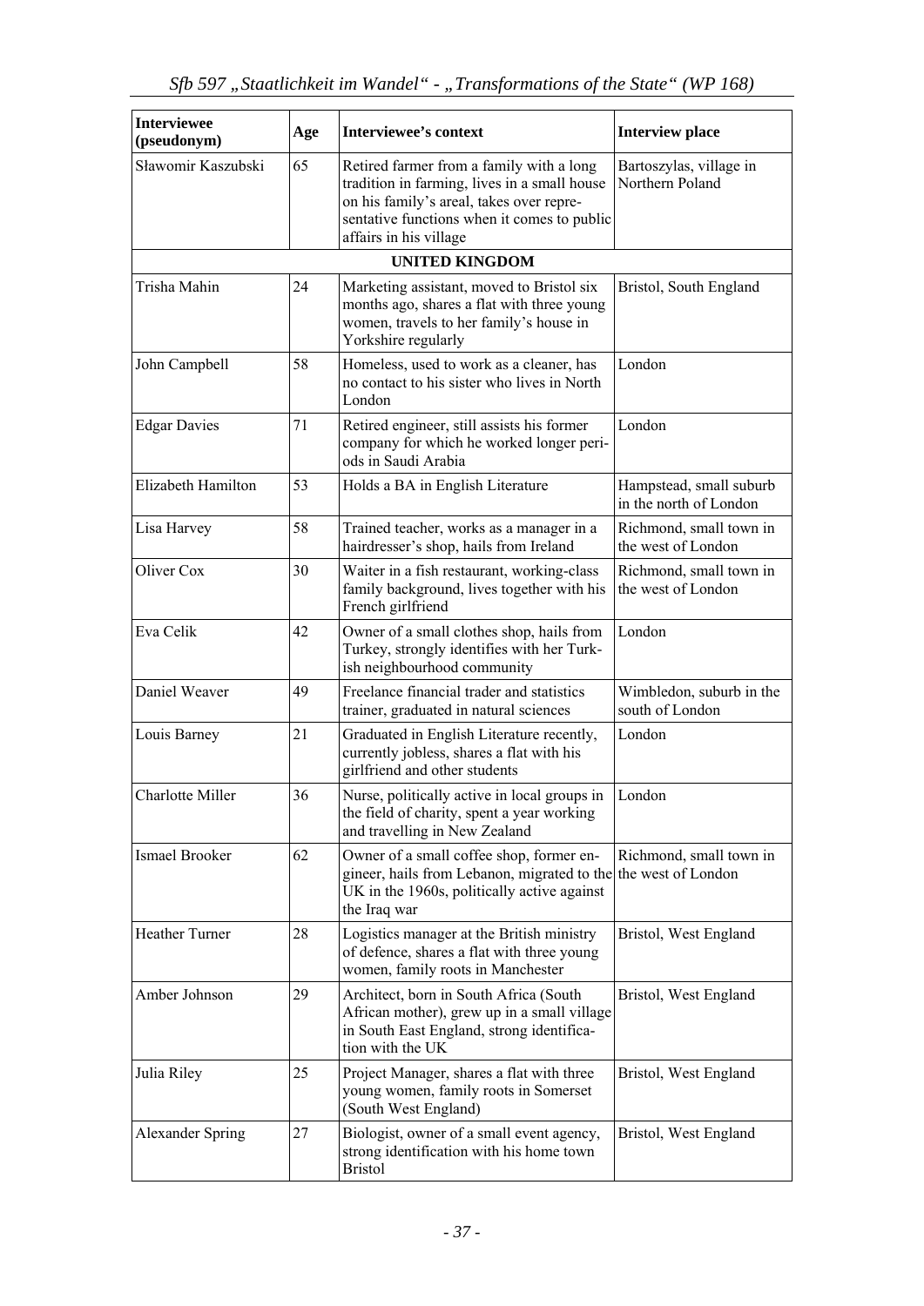| Interviewee (pseudonym) | Age | Interviewee's context | Interview place |
|---|---|---|---|
| Sławomir Kaszubski | 65 | Retired farmer from a family with a long tradition in farming, lives in a small house on his family's areal, takes over representative functions when it comes to public affairs in his village | Bartoszylas, village in Northern Poland |
| **UNITED KINGDOM** | | | |
| Trisha Mahin | 24 | Marketing assistant, moved to Bristol six months ago, shares a flat with three young women, travels to her family's house in Yorkshire regularly | Bristol, South England |
| John Campbell | 58 | Homeless, used to work as a cleaner, has no contact to his sister who lives in North London | London |
| Edgar Davies | 71 | Retired engineer, still assists his former company for which he worked longer periods in Saudi Arabia | London |
| Elizabeth Hamilton | 53 | Holds a BA in English Literature | Hampstead, small suburb in the north of London |
| Lisa Harvey | 58 | Trained teacher, works as a manager in a hairdresser's shop, hails from Ireland | Richmond, small town in the west of London |
| Oliver Cox | 30 | Waiter in a fish restaurant, working-class family background, lives together with his French girlfriend | Richmond, small town in the west of London |
| Eva Celik | 42 | Owner of a small clothes shop, hails from Turkey, strongly identifies with her Turkish neighbourhood community | London |
| Daniel Weaver | 49 | Freelance financial trader and statistics trainer, graduated in natural sciences | Wimbledon, suburb in the south of London |
| Louis Barney | 21 | Graduated in English Literature recently, currently jobless, shares a flat with his girlfriend and other students | London |
| Charlotte Miller | 36 | Nurse, politically active in local groups in the field of charity, spent a year working and travelling in New Zealand | London |
| Ismael Brooker | 62 | Owner of a small coffee shop, former engineer, hails from Lebanon, migrated to the UK in the 1960s, politically active against the Iraq war | Richmond, small town in the west of London |
| Heather Turner | 28 | Logistics manager at the British ministry of defence, shares a flat with three young women, family roots in Manchester | Bristol, West England |
| Amber Johnson | 29 | Architect, born in South Africa (South African mother), grew up in a small village in South East England, strong identification with the UK | Bristol, West England |
| Julia Riley | 25 | Project Manager, shares a flat with three young women, family roots in Somerset (South West England) | Bristol, West England |
| Alexander Spring | 27 | Biologist, owner of a small event agency, strong identification with his home town Bristol | Bristol, West England |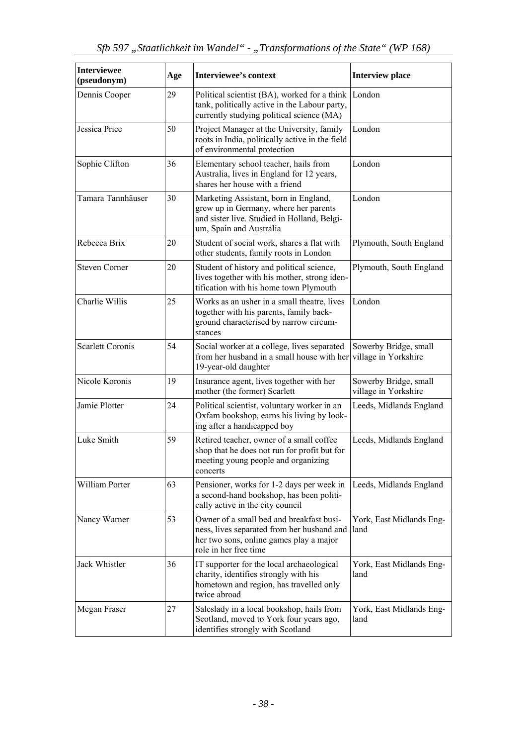| Interviewee (pseudonym) | Age | Interviewee's context | Interview place |
|---|---|---|---|
| Dennis Cooper | 29 | Political scientist (BA), worked for a think tank, politically active in the Labour party, currently studying political science (MA) | London |
| Jessica Price | 50 | Project Manager at the University, family roots in India, politically active in the field of environmental protection | London |
| Sophie Clifton | 36 | Elementary school teacher, hails from Australia, lives in England for 12 years, shares her house with a friend | London |
| Tamara Tannhäuser | 30 | Marketing Assistant, born in England, grew up in Germany, where her parents and sister live. Studied in Holland, Belgium, Spain and Australia | London |
| Rebecca Brix | 20 | Student of social work, shares a flat with other students, family roots in London | Plymouth, South England |
| Steven Corner | 20 | Student of history and political science, lives together with his mother, strong identification with his home town Plymouth | Plymouth, South England |
| Charlie Willis | 25 | Works as an usher in a small theatre, lives together with his parents, family background characterised by narrow circumstances | London |
| Scarlett Coronis | 54 | Social worker at a college, lives separated from her husband in a small house with her 19-year-old daughter | Sowerby Bridge, small village in Yorkshire |
| Nicole Koronis | 19 | Insurance agent, lives together with her mother (the former) Scarlett | Sowerby Bridge, small village in Yorkshire |
| Jamie Plotter | 24 | Political scientist, voluntary worker in an Oxfam bookshop, earns his living by looking after a handicapped boy | Leeds, Midlands England |
| Luke Smith | 59 | Retired teacher, owner of a small coffee shop that he does not run for profit but for meeting young people and organizing concerts | Leeds, Midlands England |
| William Porter | 63 | Pensioner, works for 1-2 days per week in a second-hand bookshop, has been politically active in the city council | Leeds, Midlands England |
| Nancy Warner | 53 | Owner of a small bed and breakfast business, lives separated from her husband and her two sons, online games play a major role in her free time | York, East Midlands England |
| Jack Whistler | 36 | IT supporter for the local archaeological charity, identifies strongly with his hometown and region, has travelled only twice abroad | York, East Midlands England |
| Megan Fraser | 27 | Saleslady in a local bookshop, hails from Scotland, moved to York four years ago, identifies strongly with Scotland | York, East Midlands England |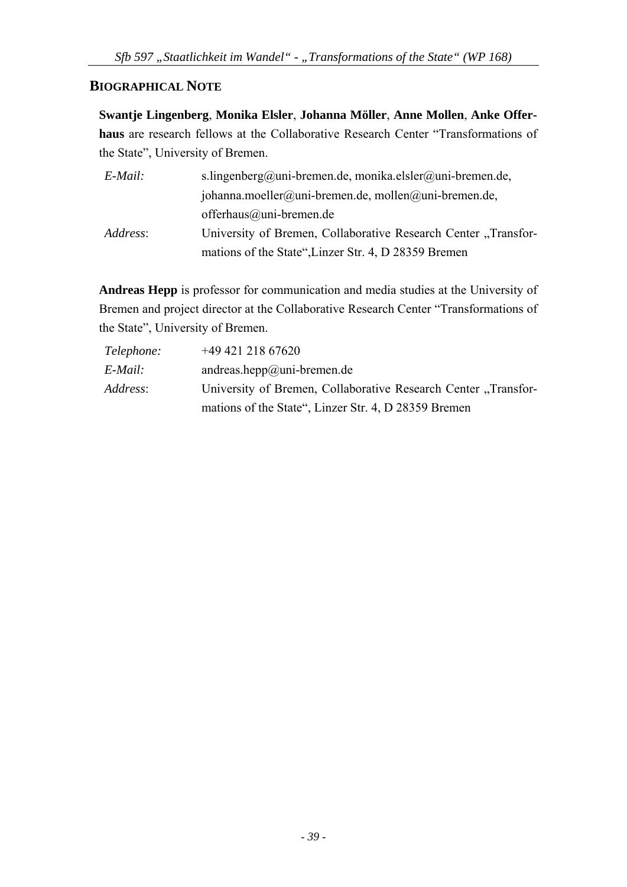## BIOGRAPHICAL NOTE

**Swantje Lingenberg**, **Monika Elsler**, **Johanna Möller**, **Anne Mollen**, **Anke Offerhaus** are research fellows at the Collaborative Research Center "Transformations of the State", University of Bremen.

| | |
|---|---|
| *E-Mail:* | s.lingenberg@uni-bremen.de, monika.elsler@uni-bremen.de, johanna.moeller@uni-bremen.de, mollen@uni-bremen.de, offerhaus@uni-bremen.de |
| *Address*: | University of Bremen, Collaborative Research Center „Transformations of the State",Linzer Str. 4, D 28359 Bremen |

**Andreas Hepp** is professor for communication and media studies at the University of Bremen and project director at the Collaborative Research Center "Transformations of the State", University of Bremen.

| | |
|---|---|
| *Telephone:* | +49 421 218 67620 |
| *E-Mail:* | andreas.hepp@uni-bremen.de |
| *Address*: | University of Bremen, Collaborative Research Center „Transformations of the State", Linzer Str. 4, D 28359 Bremen |